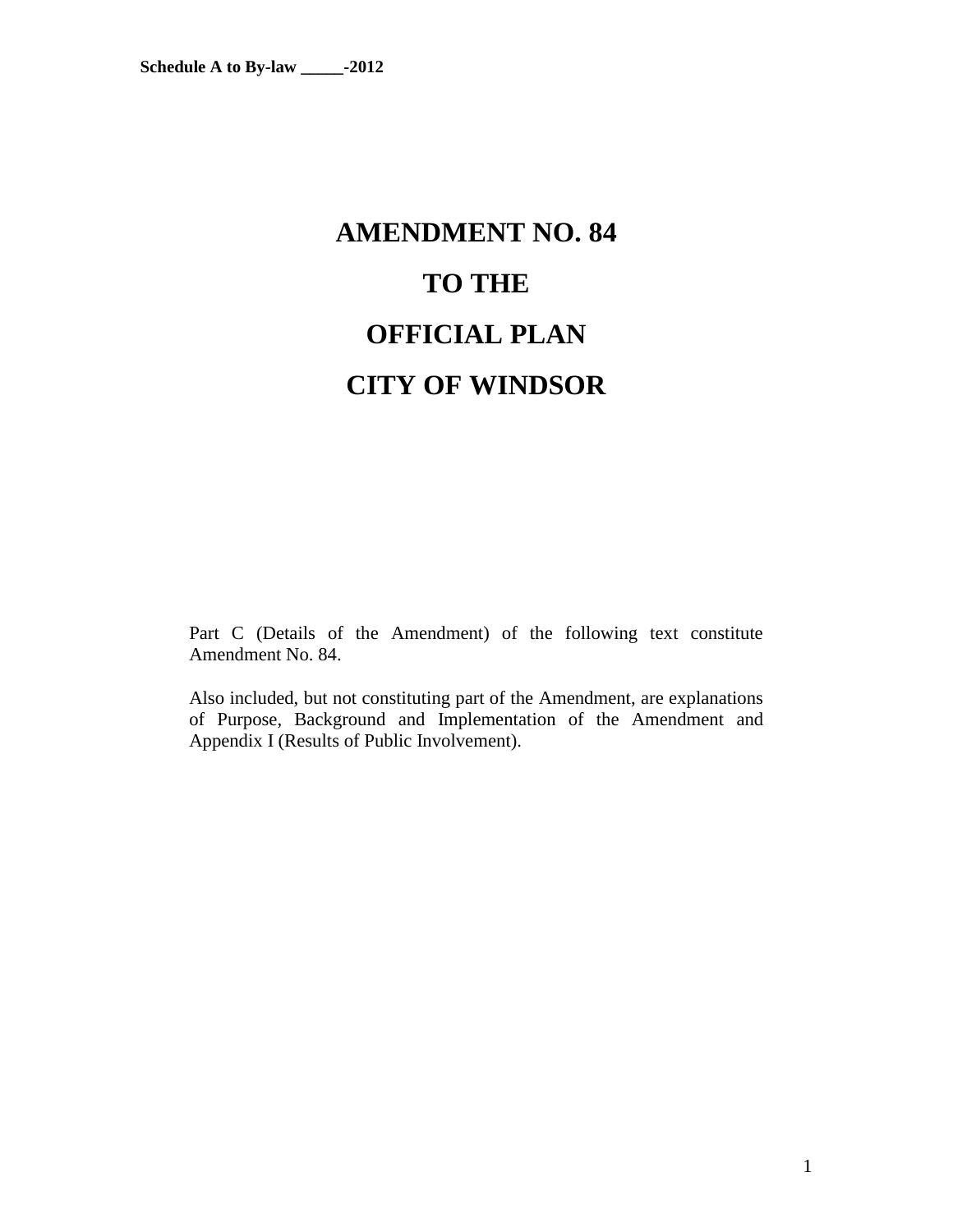**Schedule A to By-law _____-2012**

# AMENDMENT NO. 84

# TO THE

# OFFICIAL PLAN

# CITY OF WINDSOR

Part C (Details of the Amendment) of the following text constitute Amendment No. 84.

Also included, but not constituting part of the Amendment, are explanations of Purpose, Background and Implementation of the Amendment and Appendix I (Results of Public Involvement).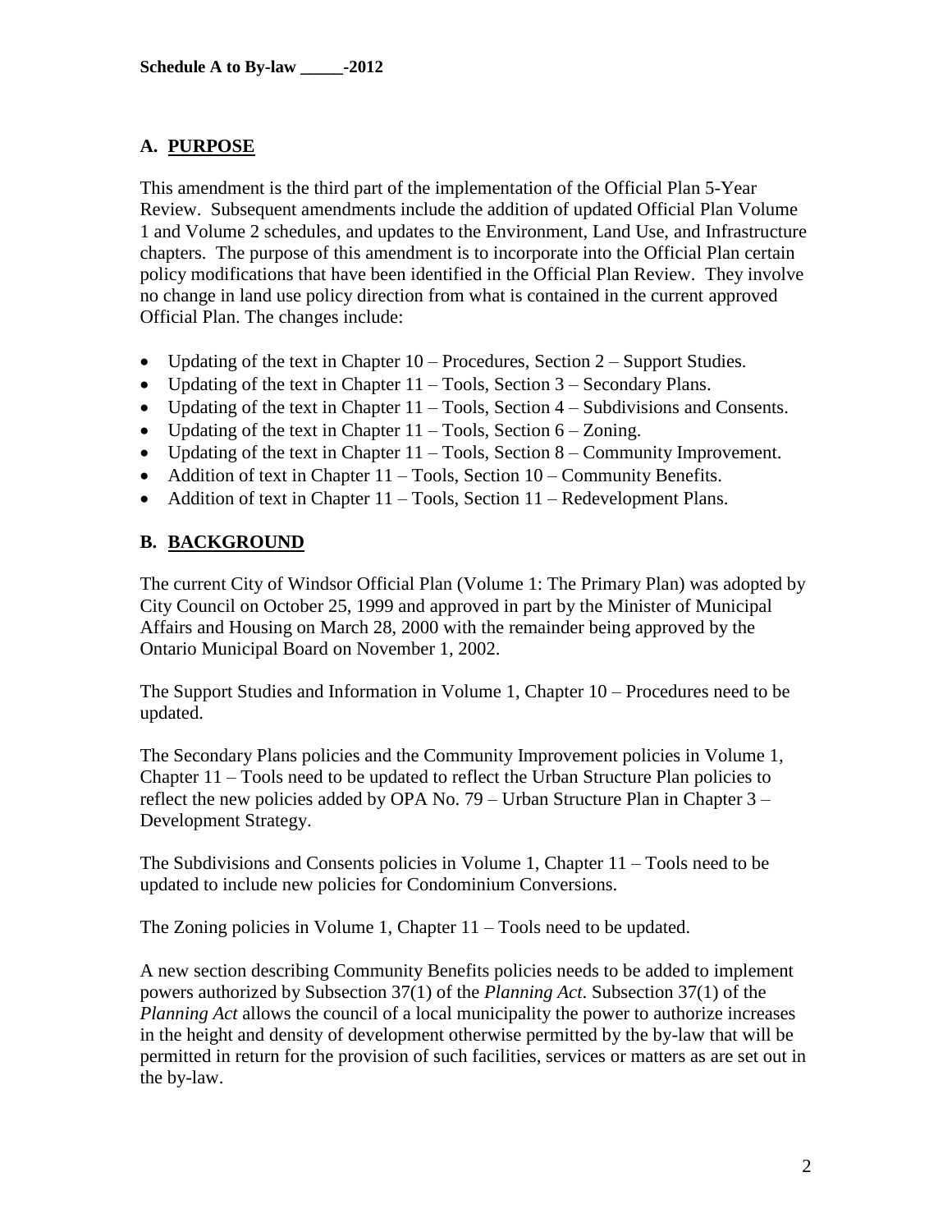**Schedule A to By-law _____-2012**

## A. PURPOSE

This amendment is the third part of the implementation of the Official Plan 5-Year Review. Subsequent amendments include the addition of updated Official Plan Volume 1 and Volume 2 schedules, and updates to the Environment, Land Use, and Infrastructure chapters. The purpose of this amendment is to incorporate into the Official Plan certain policy modifications that have been identified in the Official Plan Review. They involve no change in land use policy direction from what is contained in the current approved Official Plan. The changes include:

- Updating of the text in Chapter 10 – Procedures, Section 2 – Support Studies.
- Updating of the text in Chapter 11 – Tools, Section 3 – Secondary Plans.
- Updating of the text in Chapter 11 – Tools, Section 4 – Subdivisions and Consents.
- Updating of the text in Chapter 11 – Tools, Section 6 – Zoning.
- Updating of the text in Chapter 11 – Tools, Section 8 – Community Improvement.
- Addition of text in Chapter 11 – Tools, Section 10 – Community Benefits.
- Addition of text in Chapter 11 – Tools, Section 11 – Redevelopment Plans.

## B. BACKGROUND

The current City of Windsor Official Plan (Volume 1: The Primary Plan) was adopted by City Council on October 25, 1999 and approved in part by the Minister of Municipal Affairs and Housing on March 28, 2000 with the remainder being approved by the Ontario Municipal Board on November 1, 2002.

The Support Studies and Information in Volume 1, Chapter 10 – Procedures need to be updated.

The Secondary Plans policies and the Community Improvement policies in Volume 1, Chapter 11 – Tools need to be updated to reflect the Urban Structure Plan policies to reflect the new policies added by OPA No. 79 – Urban Structure Plan in Chapter 3 – Development Strategy.

The Subdivisions and Consents policies in Volume 1, Chapter 11 – Tools need to be updated to include new policies for Condominium Conversions.

The Zoning policies in Volume 1, Chapter 11 – Tools need to be updated.

A new section describing Community Benefits policies needs to be added to implement powers authorized by Subsection 37(1) of the *Planning Act*. Subsection 37(1) of the *Planning Act* allows the council of a local municipality the power to authorize increases in the height and density of development otherwise permitted by the by-law that will be permitted in return for the provision of such facilities, services or matters as are set out in the by-law.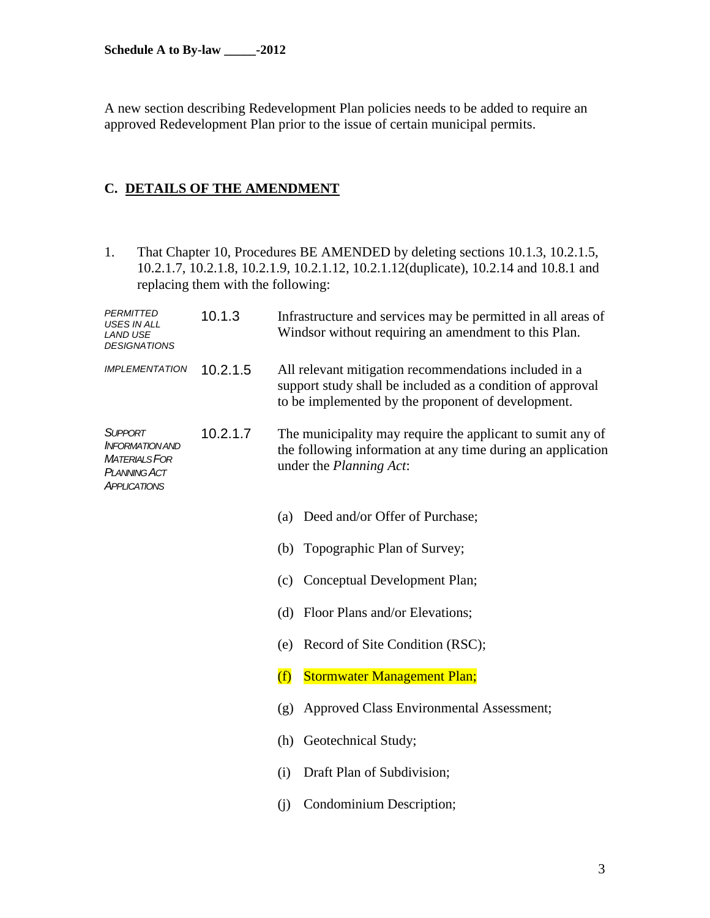**Schedule A to By-law \_\_\_\_\_-2012**

A new section describing Redevelopment Plan policies needs to be added to require an approved Redevelopment Plan prior to the issue of certain municipal permits.

## C. DETAILS OF THE AMENDMENT

1. That Chapter 10, Procedures BE AMENDED by deleting sections 10.1.3, 10.2.1.5, 10.2.1.7, 10.2.1.8, 10.2.1.9, 10.2.1.12, 10.2.1.12(duplicate), 10.2.14 and 10.8.1 and replacing them with the following:

| | | |
|---|---|---|
| *PERMITTED USES IN ALL LAND USE DESIGNATIONS* | 10.1.3 | Infrastructure and services may be permitted in all areas of Windsor without requiring an amendment to this Plan. |
| *IMPLEMENTATION* | 10.2.1.5 | All relevant mitigation recommendations included in a support study shall be included as a condition of approval to be implemented by the proponent of development. |
| *SUPPORT INFORMATION AND MATERIALS FOR PLANNING ACT APPLICATIONS* | 10.2.1.7 | The municipality may require the applicant to sumit any of the following information at any time during an application under the *Planning Act*: |

(a) Deed and/or Offer of Purchase;

(b) Topographic Plan of Survey;

(c) Conceptual Development Plan;

(d) Floor Plans and/or Elevations;

(e) Record of Site Condition (RSC);

(f) Stormwater Management Plan;

(g) Approved Class Environmental Assessment;

(h) Geotechnical Study;

(i) Draft Plan of Subdivision;

(j) Condominium Description;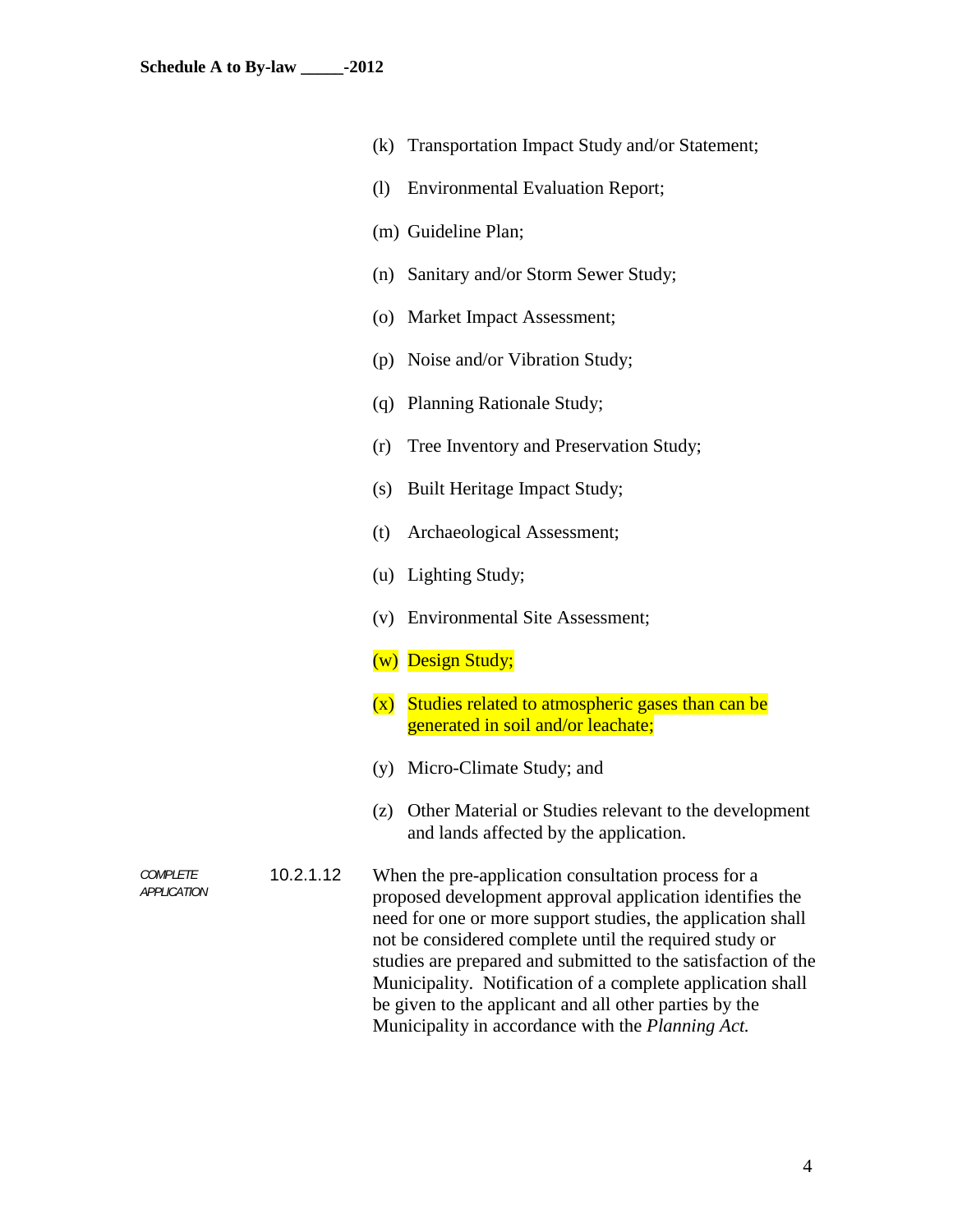(k) Transportation Impact Study and/or Statement;

(l) Environmental Evaluation Report;

(m) Guideline Plan;

(n) Sanitary and/or Storm Sewer Study;

(o) Market Impact Assessment;

(p) Noise and/or Vibration Study;

(q) Planning Rationale Study;

(r) Tree Inventory and Preservation Study;

(s) Built Heritage Impact Study;

(t) Archaeological Assessment;

(u) Lighting Study;

(v) Environmental Site Assessment;

(w) Design Study;

(x) Studies related to atmospheric gases than can be generated in soil and/or leachate;

(y) Micro-Climate Study; and

(z) Other Material or Studies relevant to the development and lands affected by the application.

*COMPLETE APPLICATION*

10.2.1.12 When the pre-application consultation process for a proposed development approval application identifies the need for one or more support studies, the application shall not be considered complete until the required study or studies are prepared and submitted to the satisfaction of the Municipality. Notification of a complete application shall be given to the applicant and all other parties by the Municipality in accordance with the *Planning Act.*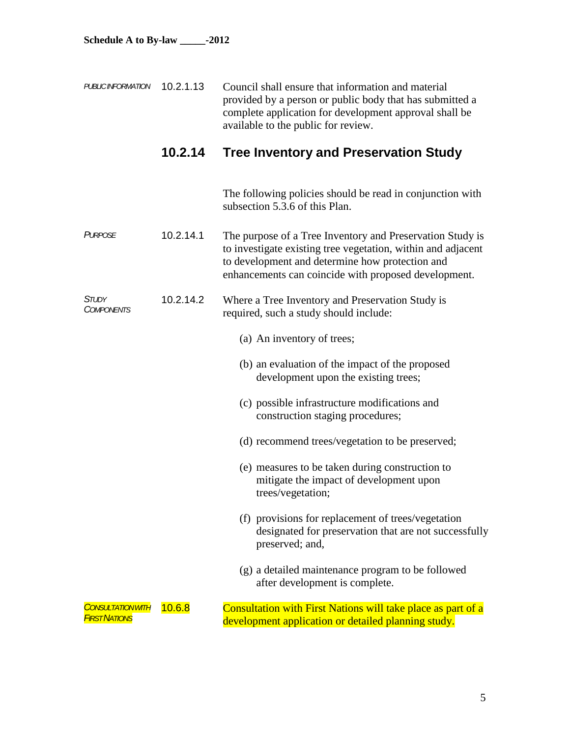*PUBLIC INFORMATION* 10.2.1.13 Council shall ensure that information and material provided by a person or public body that has submitted a complete application for development approval shall be available to the public for review.

## 10.2.14 Tree Inventory and Preservation Study

The following policies should be read in conjunction with subsection 5.3.6 of this Plan.

*PURPOSE* 10.2.14.1 The purpose of a Tree Inventory and Preservation Study is to investigate existing tree vegetation, within and adjacent to development and determine how protection and enhancements can coincide with proposed development.

*STUDY COMPONENTS* 10.2.14.2 Where a Tree Inventory and Preservation Study is required, such a study should include:

(a) An inventory of trees;

(b) an evaluation of the impact of the proposed development upon the existing trees;

(c) possible infrastructure modifications and construction staging procedures;

(d) recommend trees/vegetation to be preserved;

(e) measures to be taken during construction to mitigate the impact of development upon trees/vegetation;

(f) provisions for replacement of trees/vegetation designated for preservation that are not successfully preserved; and,

(g) a detailed maintenance program to be followed after development is complete.

*CONSULTATION WITH FIRST NATIONS* 10.6.8 Consultation with First Nations will take place as part of a development application or detailed planning study.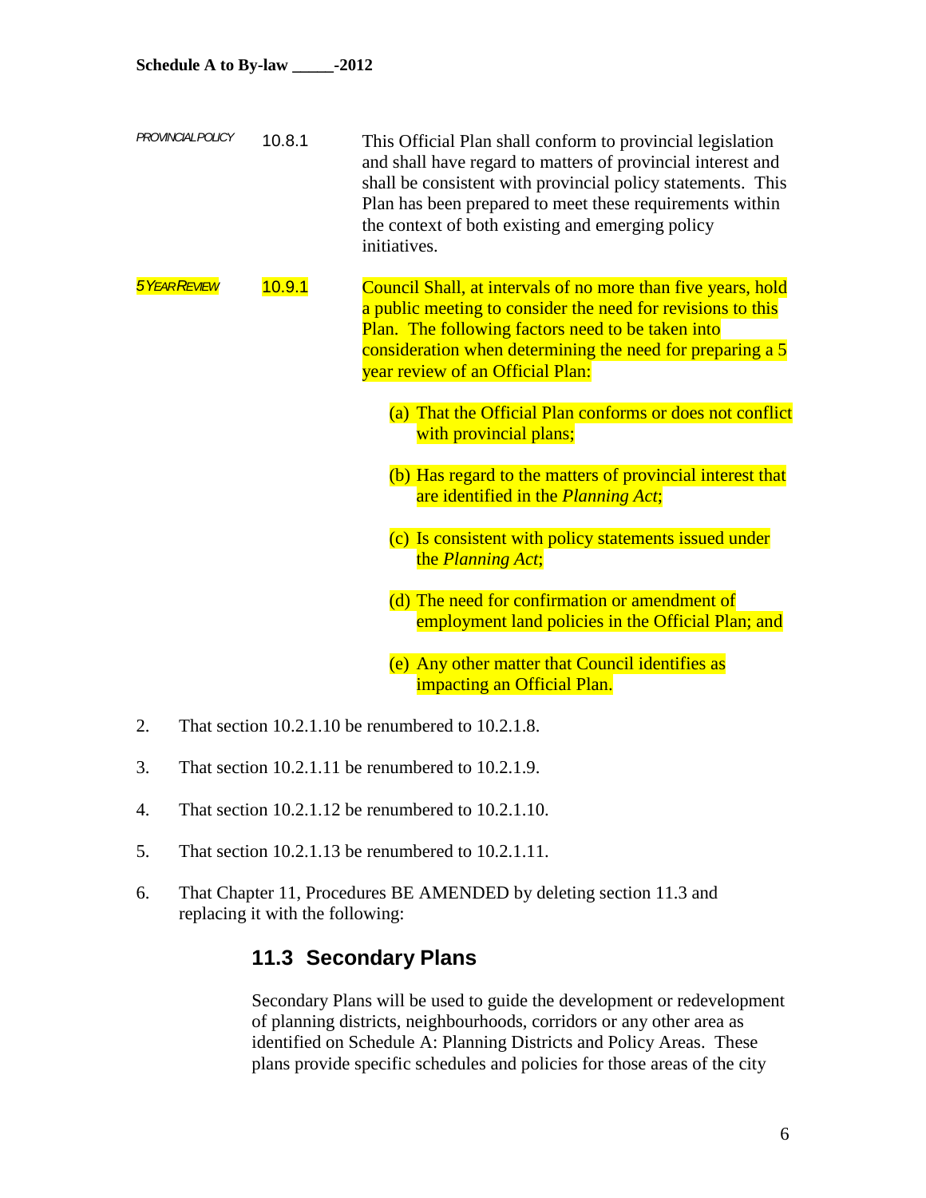*PROVINCIAL POLICY* 10.8.1 This Official Plan shall conform to provincial legislation and shall have regard to matters of provincial interest and shall be consistent with provincial policy statements. This Plan has been prepared to meet these requirements within the context of both existing and emerging policy initiatives.

*5 YEAR REVIEW* 10.9.1 Council Shall, at intervals of no more than five years, hold a public meeting to consider the need for revisions to this Plan. The following factors need to be taken into consideration when determining the need for preparing a 5 year review of an Official Plan:

(a) That the Official Plan conforms or does not conflict with provincial plans;

(b) Has regard to the matters of provincial interest that are identified in the *Planning Act*;

(c) Is consistent with policy statements issued under the *Planning Act*;

(d) The need for confirmation or amendment of employment land policies in the Official Plan; and

(e) Any other matter that Council identifies as impacting an Official Plan.

2. That section 10.2.1.10 be renumbered to 10.2.1.8.

3. That section 10.2.1.11 be renumbered to 10.2.1.9.

4. That section 10.2.1.12 be renumbered to 10.2.1.10.

5. That section 10.2.1.13 be renumbered to 10.2.1.11.

6. That Chapter 11, Procedures BE AMENDED by deleting section 11.3 and replacing it with the following:

## 11.3 Secondary Plans

Secondary Plans will be used to guide the development or redevelopment of planning districts, neighbourhoods, corridors or any other area as identified on Schedule A: Planning Districts and Policy Areas. These plans provide specific schedules and policies for those areas of the city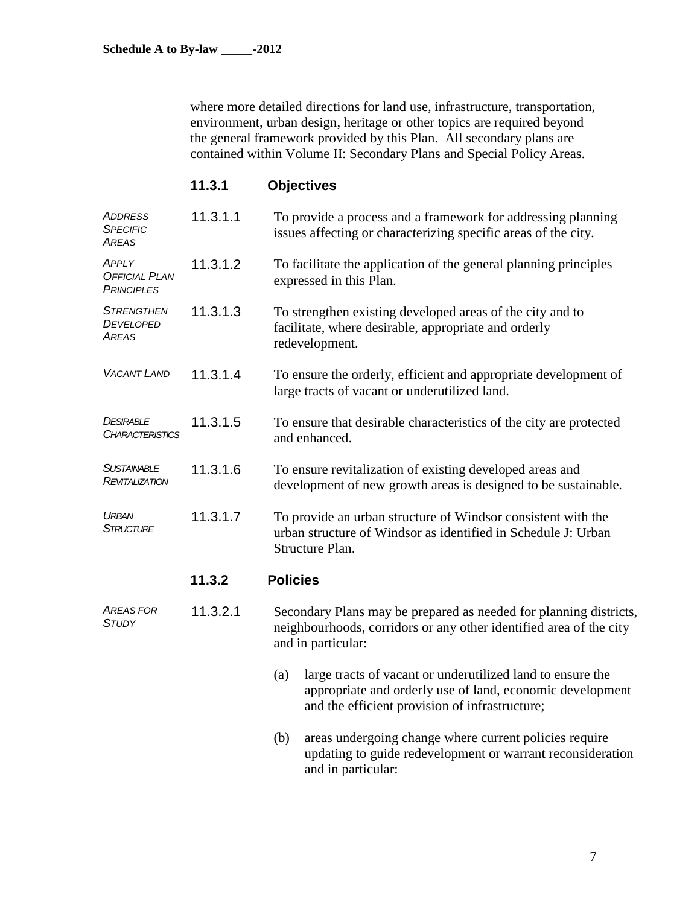where more detailed directions for land use, infrastructure, transportation, environment, urban design, heritage or other topics are required beyond the general framework provided by this Plan. All secondary plans are contained within Volume II: Secondary Plans and Special Policy Areas.

### 11.3.1 Objectives

*Address Specific Areas*

11.3.1.1 To provide a process and a framework for addressing planning issues affecting or characterizing specific areas of the city.

*Apply Official Plan Principles*

11.3.1.2 To facilitate the application of the general planning principles expressed in this Plan.

*Strengthen Developed Areas*

11.3.1.3 To strengthen existing developed areas of the city and to facilitate, where desirable, appropriate and orderly redevelopment.

*Vacant Land*

11.3.1.4 To ensure the orderly, efficient and appropriate development of large tracts of vacant or underutilized land.

*Desirable Characteristics*

11.3.1.5 To ensure that desirable characteristics of the city are protected and enhanced.

*Sustainable Revitalization*

11.3.1.6 To ensure revitalization of existing developed areas and development of new growth areas is designed to be sustainable.

*Urban Structure*

11.3.1.7 To provide an urban structure of Windsor consistent with the urban structure of Windsor as identified in Schedule J: Urban Structure Plan.

### 11.3.2 Policies

*Areas for Study*

11.3.2.1 Secondary Plans may be prepared as needed for planning districts, neighbourhoods, corridors or any other identified area of the city and in particular:

(a) large tracts of vacant or underutilized land to ensure the appropriate and orderly use of land, economic development and the efficient provision of infrastructure;

(b) areas undergoing change where current policies require updating to guide redevelopment or warrant reconsideration and in particular: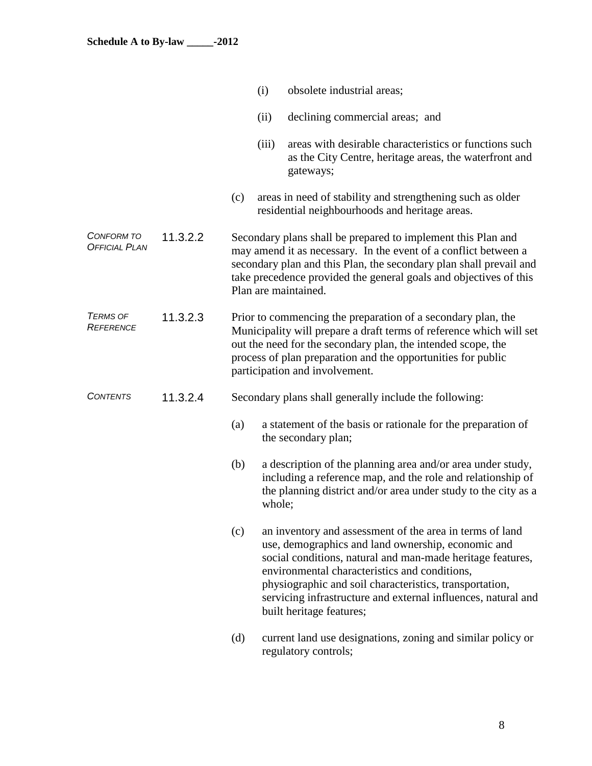(i) obsolete industrial areas;

(ii) declining commercial areas; and

(iii) areas with desirable characteristics or functions such as the City Centre, heritage areas, the waterfront and gateways;

(c) areas in need of stability and strengthening such as older residential neighbourhoods and heritage areas.

*Conform to Official Plan*

11.3.2.2 Secondary plans shall be prepared to implement this Plan and may amend it as necessary. In the event of a conflict between a secondary plan and this Plan, the secondary plan shall prevail and take precedence provided the general goals and objectives of this Plan are maintained.

*Terms of Reference*

11.3.2.3 Prior to commencing the preparation of a secondary plan, the Municipality will prepare a draft terms of reference which will set out the need for the secondary plan, the intended scope, the process of plan preparation and the opportunities for public participation and involvement.

*Contents*

11.3.2.4 Secondary plans shall generally include the following:

(a) a statement of the basis or rationale for the preparation of the secondary plan;

(b) a description of the planning area and/or area under study, including a reference map, and the role and relationship of the planning district and/or area under study to the city as a whole;

(c) an inventory and assessment of the area in terms of land use, demographics and land ownership, economic and social conditions, natural and man-made heritage features, environmental characteristics and conditions, physiographic and soil characteristics, transportation, servicing infrastructure and external influences, natural and built heritage features;

(d) current land use designations, zoning and similar policy or regulatory controls;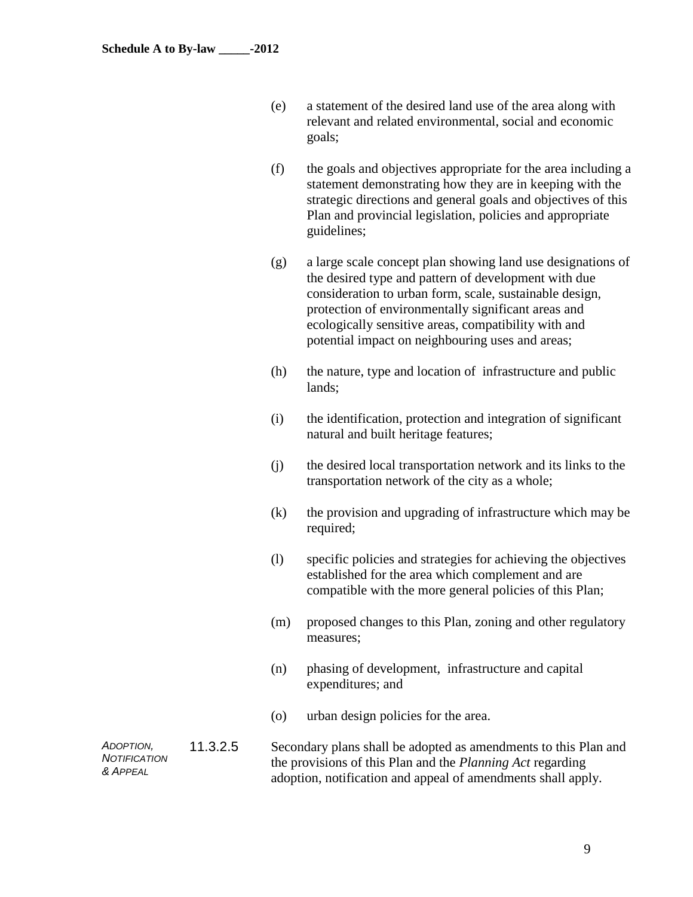(e) a statement of the desired land use of the area along with relevant and related environmental, social and economic goals;

(f) the goals and objectives appropriate for the area including a statement demonstrating how they are in keeping with the strategic directions and general goals and objectives of this Plan and provincial legislation, policies and appropriate guidelines;

(g) a large scale concept plan showing land use designations of the desired type and pattern of development with due consideration to urban form, scale, sustainable design, protection of environmentally significant areas and ecologically sensitive areas, compatibility with and potential impact on neighbouring uses and areas;

(h) the nature, type and location of infrastructure and public lands;

(i) the identification, protection and integration of significant natural and built heritage features;

(j) the desired local transportation network and its links to the transportation network of the city as a whole;

(k) the provision and upgrading of infrastructure which may be required;

(l) specific policies and strategies for achieving the objectives established for the area which complement and are compatible with the more general policies of this Plan;

(m) proposed changes to this Plan, zoning and other regulatory measures;

(n) phasing of development, infrastructure and capital expenditures; and

(o) urban design policies for the area.

*ADOPTION, NOTIFICATION & APPEAL*

11.3.2.5 Secondary plans shall be adopted as amendments to this Plan and the provisions of this Plan and the *Planning Act* regarding adoption, notification and appeal of amendments shall apply.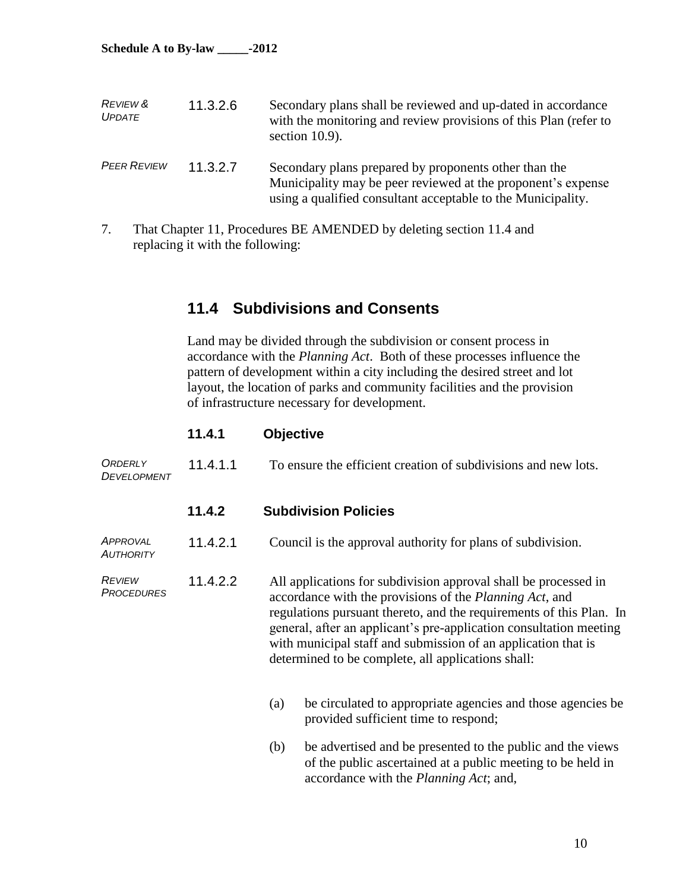*REVIEW & UPDATE* 11.3.2.6 Secondary plans shall be reviewed and up-dated in accordance with the monitoring and review provisions of this Plan (refer to section 10.9).

*PEER REVIEW* 11.3.2.7 Secondary plans prepared by proponents other than the Municipality may be peer reviewed at the proponent's expense using a qualified consultant acceptable to the Municipality.

7. That Chapter 11, Procedures BE AMENDED by deleting section 11.4 and replacing it with the following:

## 11.4 Subdivisions and Consents

Land may be divided through the subdivision or consent process in accordance with the *Planning Act*. Both of these processes influence the pattern of development within a city including the desired street and lot layout, the location of parks and community facilities and the provision of infrastructure necessary for development.

### 11.4.1 Objective

*ORDERLY DEVELOPMENT* 11.4.1.1 To ensure the efficient creation of subdivisions and new lots.

### 11.4.2 Subdivision Policies

*APPROVAL AUTHORITY* 11.4.2.1 Council is the approval authority for plans of subdivision.

*REVIEW PROCEDURES* 11.4.2.2 All applications for subdivision approval shall be processed in accordance with the provisions of the *Planning Act*, and regulations pursuant thereto, and the requirements of this Plan. In general, after an applicant's pre-application consultation meeting with municipal staff and submission of an application that is determined to be complete, all applications shall:

(a) be circulated to appropriate agencies and those agencies be provided sufficient time to respond;

(b) be advertised and be presented to the public and the views of the public ascertained at a public meeting to be held in accordance with the *Planning Act*; and,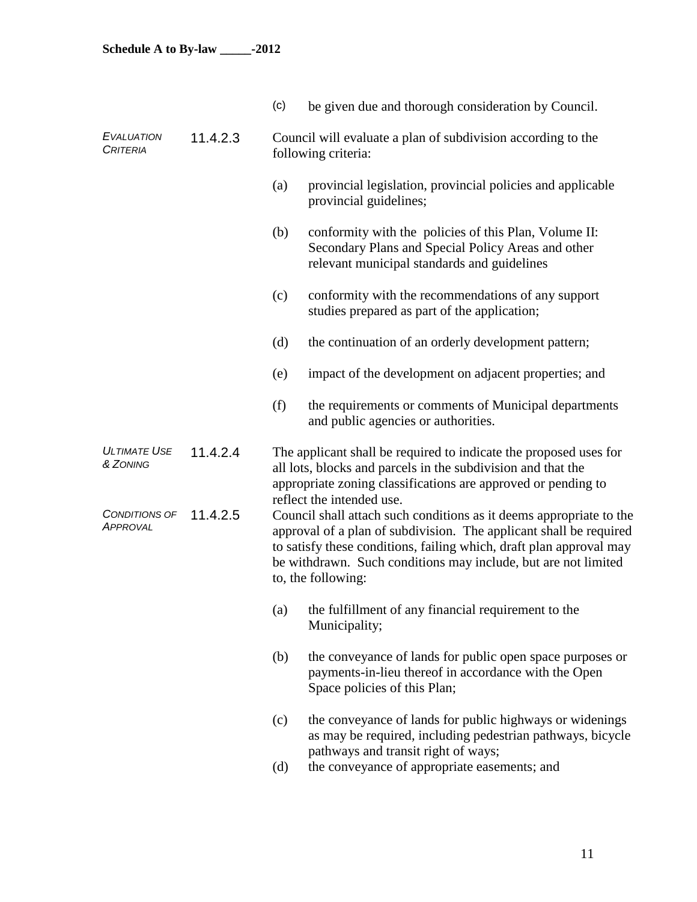(c) be given due and thorough consideration by Council.

*EVALUATION CRITERIA*

11.4.2.3 Council will evaluate a plan of subdivision according to the following criteria:

(a) provincial legislation, provincial policies and applicable provincial guidelines;

(b) conformity with the policies of this Plan, Volume II: Secondary Plans and Special Policy Areas and other relevant municipal standards and guidelines

(c) conformity with the recommendations of any support studies prepared as part of the application;

(d) the continuation of an orderly development pattern;

(e) impact of the development on adjacent properties; and

(f) the requirements or comments of Municipal departments and public agencies or authorities.

*ULTIMATE USE & ZONING*

11.4.2.4 The applicant shall be required to indicate the proposed uses for all lots, blocks and parcels in the subdivision and that the appropriate zoning classifications are approved or pending to reflect the intended use.

*CONDITIONS OF APPROVAL*

11.4.2.5 Council shall attach such conditions as it deems appropriate to the approval of a plan of subdivision. The applicant shall be required to satisfy these conditions, failing which, draft plan approval may be withdrawn. Such conditions may include, but are not limited to, the following:

(a) the fulfillment of any financial requirement to the Municipality;

(b) the conveyance of lands for public open space purposes or payments-in-lieu thereof in accordance with the Open Space policies of this Plan;

(c) the conveyance of lands for public highways or widenings as may be required, including pedestrian pathways, bicycle pathways and transit right of ways;

(d) the conveyance of appropriate easements; and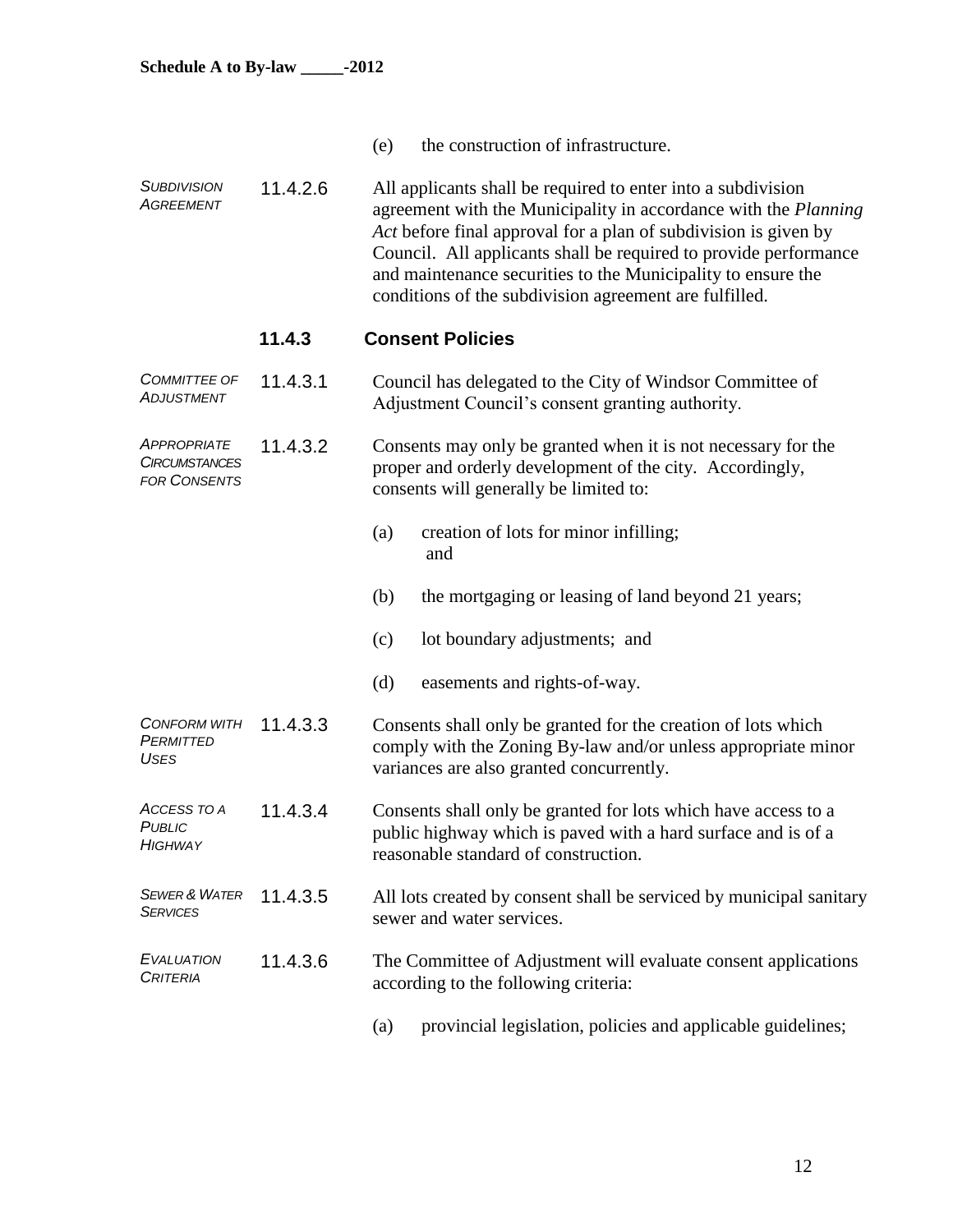(e) the construction of infrastructure.

*SUBDIVISION AGREEMENT*

11.4.2.6 All applicants shall be required to enter into a subdivision agreement with the Municipality in accordance with the *Planning Act* before final approval for a plan of subdivision is given by Council. All applicants shall be required to provide performance and maintenance securities to the Municipality to ensure the conditions of the subdivision agreement are fulfilled.

### 11.4.3 Consent Policies

*COMMITTEE OF ADJUSTMENT*

11.4.3.1 Council has delegated to the City of Windsor Committee of Adjustment Council's consent granting authority.

*APPROPRIATE CIRCUMSTANCES FOR CONSENTS*

11.4.3.2 Consents may only be granted when it is not necessary for the proper and orderly development of the city. Accordingly, consents will generally be limited to:

(a) creation of lots for minor infilling; and

(b) the mortgaging or leasing of land beyond 21 years;

(c) lot boundary adjustments; and

(d) easements and rights-of-way.

*CONFORM WITH PERMITTED USES*

11.4.3.3 Consents shall only be granted for the creation of lots which comply with the Zoning By-law and/or unless appropriate minor variances are also granted concurrently.

*ACCESS TO A PUBLIC HIGHWAY*

11.4.3.4 Consents shall only be granted for lots which have access to a public highway which is paved with a hard surface and is of a reasonable standard of construction.

*SEWER & WATER SERVICES*

11.4.3.5 All lots created by consent shall be serviced by municipal sanitary sewer and water services.

*EVALUATION CRITERIA*

11.4.3.6 The Committee of Adjustment will evaluate consent applications according to the following criteria:

(a) provincial legislation, policies and applicable guidelines;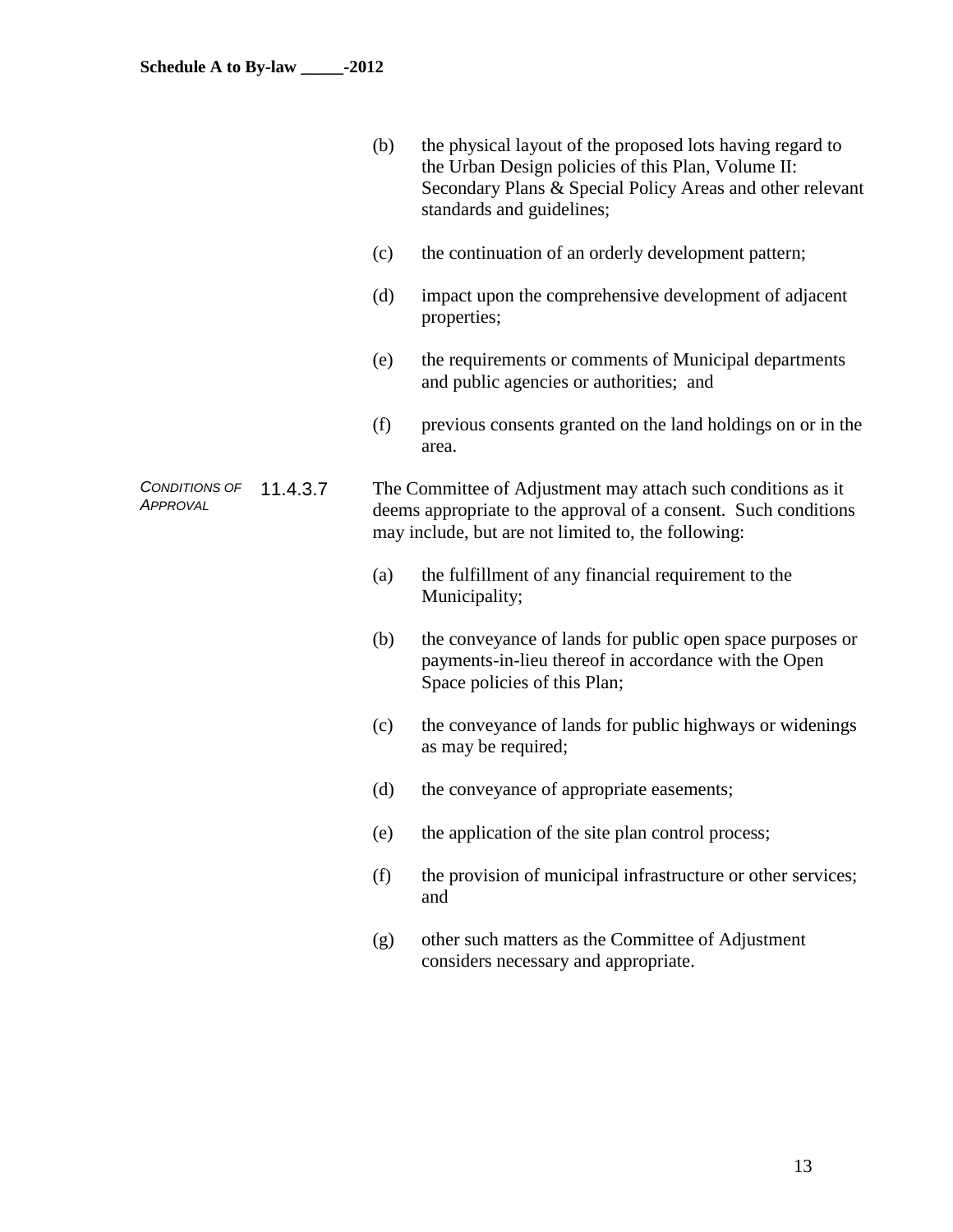(b) the physical layout of the proposed lots having regard to the Urban Design policies of this Plan, Volume II: Secondary Plans & Special Policy Areas and other relevant standards and guidelines;

(c) the continuation of an orderly development pattern;

(d) impact upon the comprehensive development of adjacent properties;

(e) the requirements or comments of Municipal departments and public agencies or authorities; and

(f) previous consents granted on the land holdings on or in the area.

*CONDITIONS OF APPROVAL*

11.4.3.7 The Committee of Adjustment may attach such conditions as it deems appropriate to the approval of a consent. Such conditions may include, but are not limited to, the following:

(a) the fulfillment of any financial requirement to the Municipality;

(b) the conveyance of lands for public open space purposes or payments-in-lieu thereof in accordance with the Open Space policies of this Plan;

(c) the conveyance of lands for public highways or widenings as may be required;

(d) the conveyance of appropriate easements;

(e) the application of the site plan control process;

(f) the provision of municipal infrastructure or other services; and

(g) other such matters as the Committee of Adjustment considers necessary and appropriate.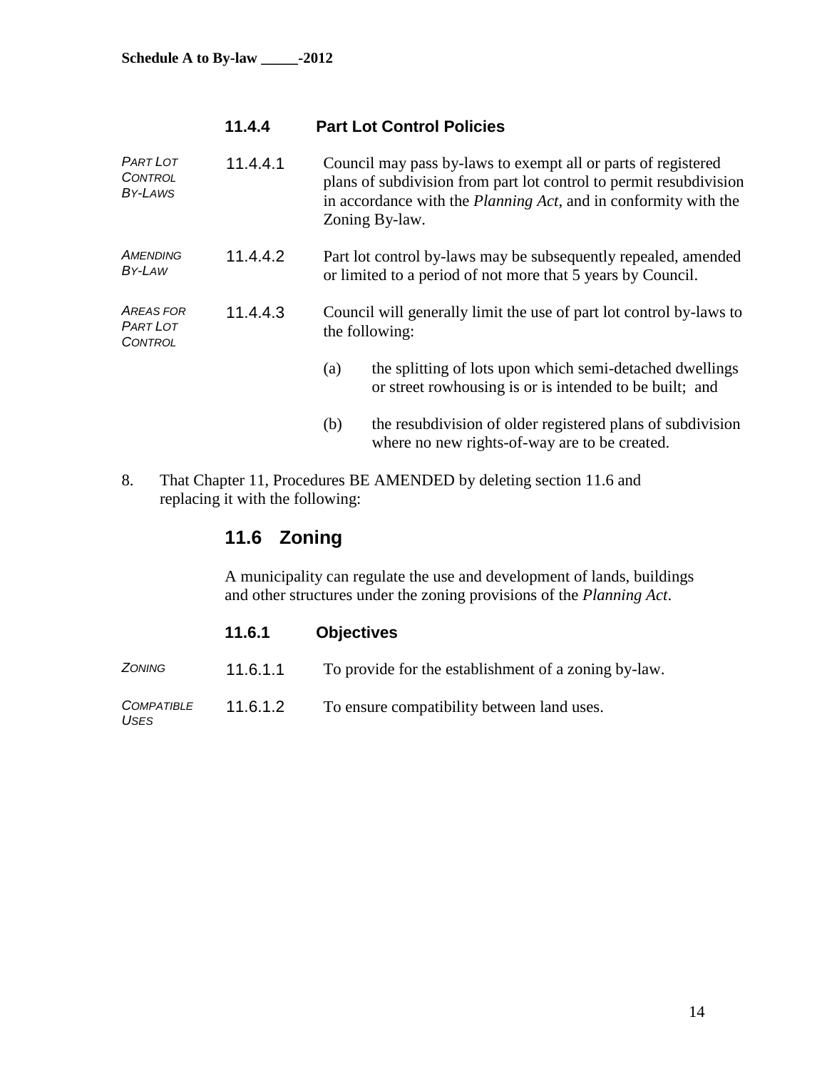Schedule A to By-law _____-2012

### 11.4.4 Part Lot Control Policies

*PART LOT CONTROL BY-LAWS*

11.4.4.1 Council may pass by-laws to exempt all or parts of registered plans of subdivision from part lot control to permit resubdivision in accordance with the *Planning Act*, and in conformity with the Zoning By-law.

*AMENDING BY-LAW*

11.4.4.2 Part lot control by-laws may be subsequently repealed, amended or limited to a period of not more that 5 years by Council.

*AREAS FOR PART LOT CONTROL*

11.4.4.3 Council will generally limit the use of part lot control by-laws to the following:

(a) the splitting of lots upon which semi-detached dwellings or street rowhousing is or is intended to be built; and

(b) the resubdivision of older registered plans of subdivision where no new rights-of-way are to be created.

8. That Chapter 11, Procedures BE AMENDED by deleting section 11.6 and replacing it with the following:

## 11.6 Zoning

A municipality can regulate the use and development of lands, buildings and other structures under the zoning provisions of the *Planning Act*.

### 11.6.1 Objectives

*ZONING*

11.6.1.1 To provide for the establishment of a zoning by-law.

*COMPATIBLE USES*

11.6.1.2 To ensure compatibility between land uses.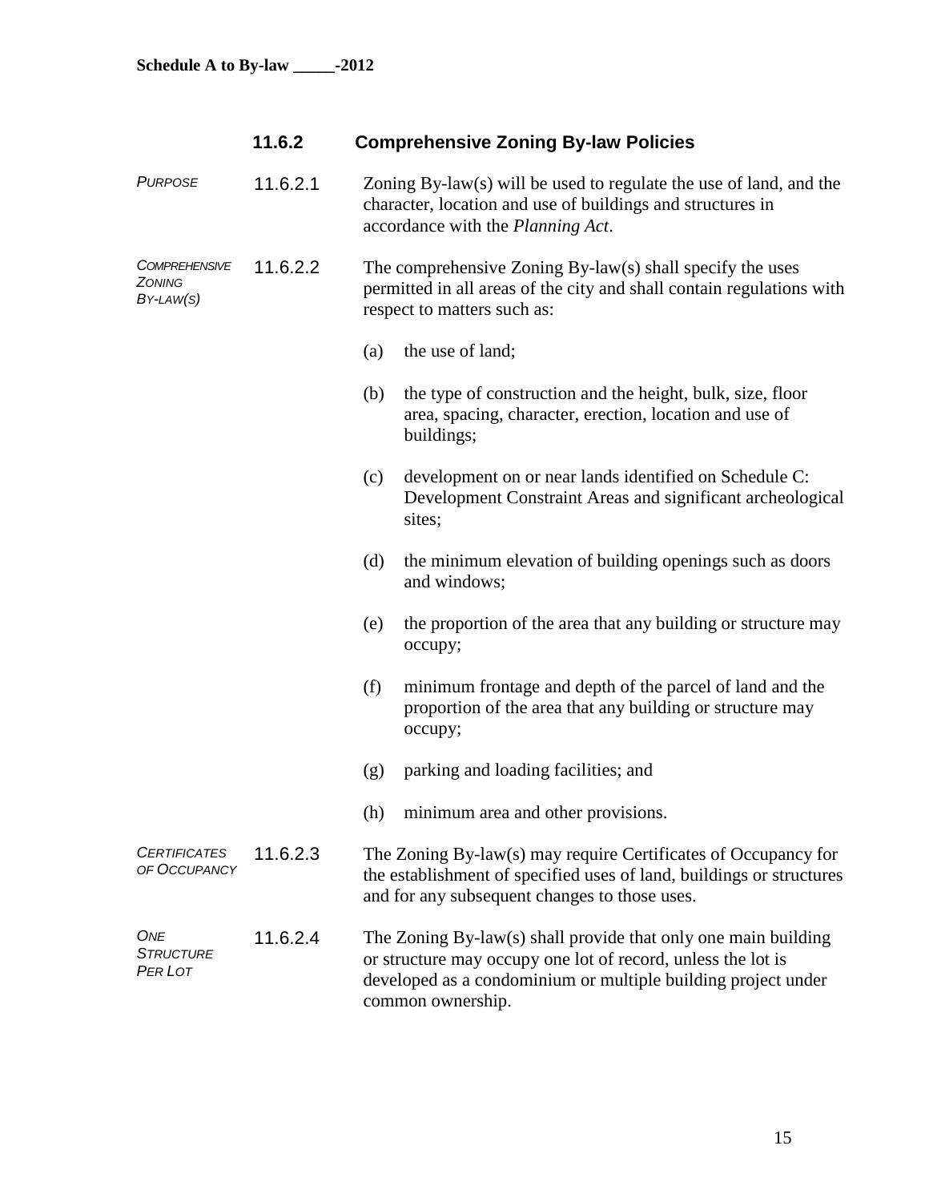### 11.6.2 Comprehensive Zoning By-law Policies

*PURPOSE*

**11.6.2.1** Zoning By-law(s) will be used to regulate the use of land, and the character, location and use of buildings and structures in accordance with the *Planning Act*.

*COMPREHENSIVE ZONING BY-LAW(S)*

**11.6.2.2** The comprehensive Zoning By-law(s) shall specify the uses permitted in all areas of the city and shall contain regulations with respect to matters such as:

(a) the use of land;

(b) the type of construction and the height, bulk, size, floor area, spacing, character, erection, location and use of buildings;

(c) development on or near lands identified on Schedule C: Development Constraint Areas and significant archeological sites;

(d) the minimum elevation of building openings such as doors and windows;

(e) the proportion of the area that any building or structure may occupy;

(f) minimum frontage and depth of the parcel of land and the proportion of the area that any building or structure may occupy;

(g) parking and loading facilities; and

(h) minimum area and other provisions.

*CERTIFICATES OF OCCUPANCY*

**11.6.2.3** The Zoning By-law(s) may require Certificates of Occupancy for the establishment of specified uses of land, buildings or structures and for any subsequent changes to those uses.

*ONE STRUCTURE PER LOT*

**11.6.2.4** The Zoning By-law(s) shall provide that only one main building or structure may occupy one lot of record, unless the lot is developed as a condominium or multiple building project under common ownership.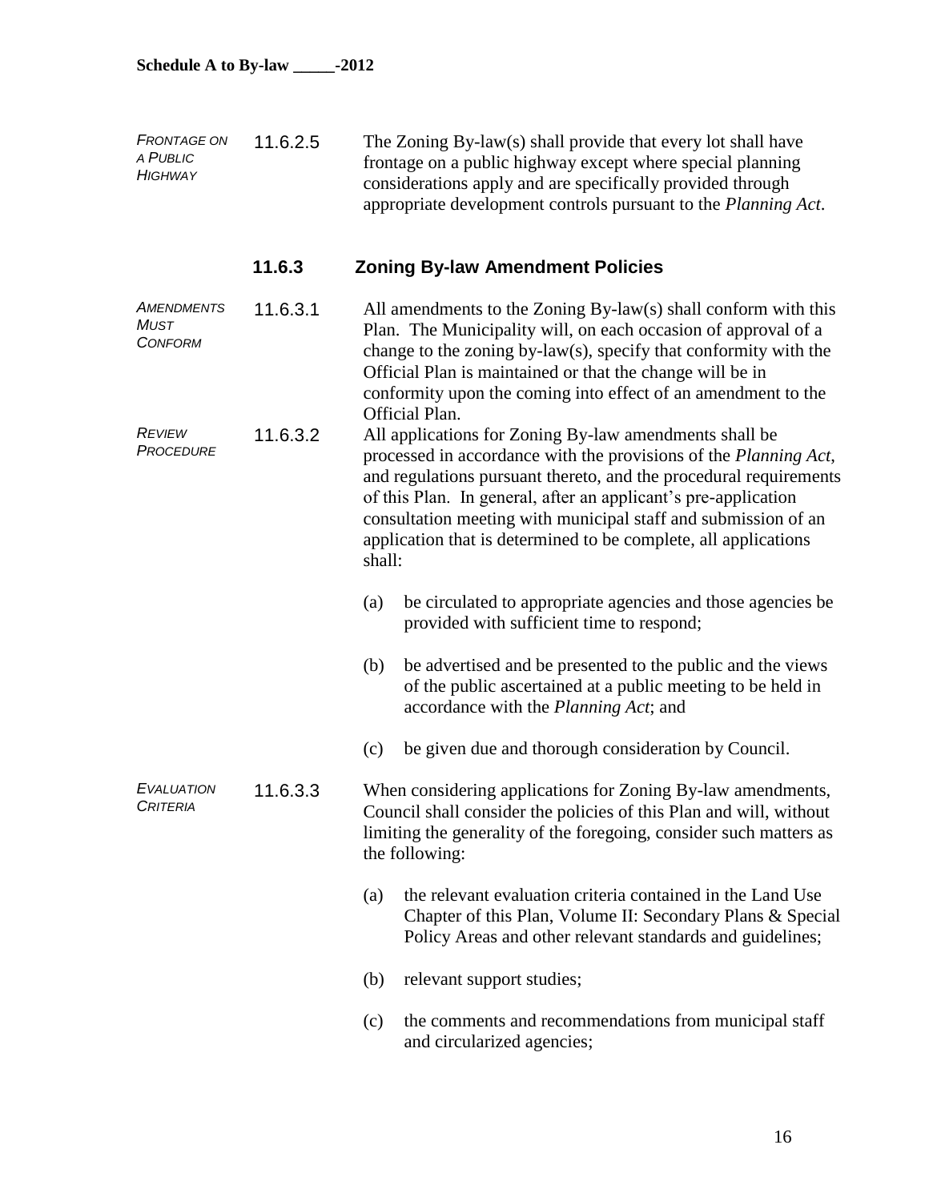*FRONTAGE ON A PUBLIC HIGHWAY*

11.6.2.5 The Zoning By-law(s) shall provide that every lot shall have frontage on a public highway except where special planning considerations apply and are specifically provided through appropriate development controls pursuant to the *Planning Act*.

### 11.6.3 Zoning By-law Amendment Policies

*AMENDMENTS MUST CONFORM*

11.6.3.1 All amendments to the Zoning By-law(s) shall conform with this Plan. The Municipality will, on each occasion of approval of a change to the zoning by-law(s), specify that conformity with the Official Plan is maintained or that the change will be in conformity upon the coming into effect of an amendment to the Official Plan.

*REVIEW PROCEDURE*

11.6.3.2 All applications for Zoning By-law amendments shall be processed in accordance with the provisions of the *Planning Act*, and regulations pursuant thereto, and the procedural requirements of this Plan. In general, after an applicant's pre-application consultation meeting with municipal staff and submission of an application that is determined to be complete, all applications shall:

(a) be circulated to appropriate agencies and those agencies be provided with sufficient time to respond;

(b) be advertised and be presented to the public and the views of the public ascertained at a public meeting to be held in accordance with the *Planning Act*; and

(c) be given due and thorough consideration by Council.

*EVALUATION CRITERIA*

11.6.3.3 When considering applications for Zoning By-law amendments, Council shall consider the policies of this Plan and will, without limiting the generality of the foregoing, consider such matters as the following:

(a) the relevant evaluation criteria contained in the Land Use Chapter of this Plan, Volume II: Secondary Plans & Special Policy Areas and other relevant standards and guidelines;

(b) relevant support studies;

(c) the comments and recommendations from municipal staff and circularized agencies;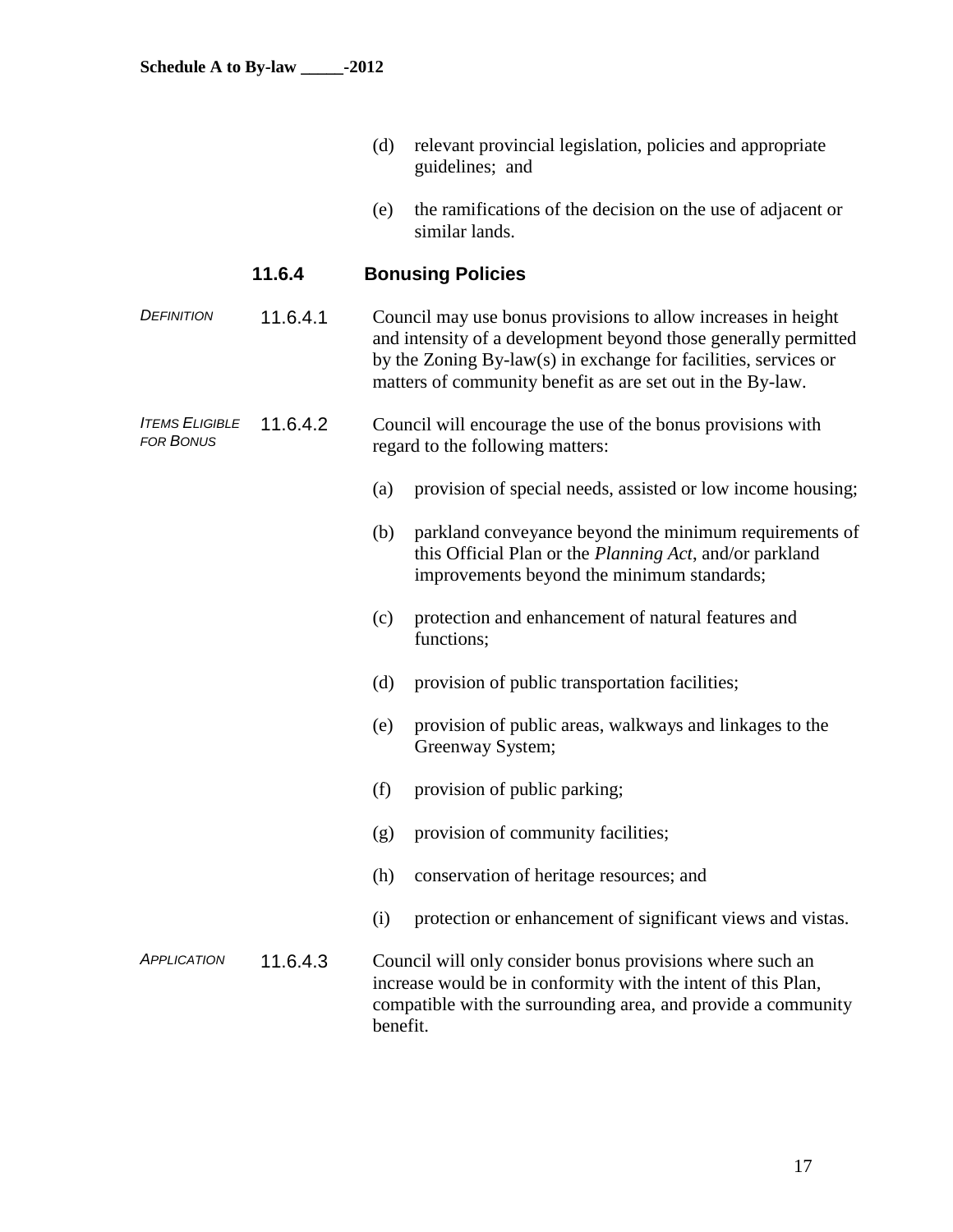(d) relevant provincial legislation, policies and appropriate guidelines; and

(e) the ramifications of the decision on the use of adjacent or similar lands.

### 11.6.4 Bonusing Policies

*DEFINITION*

**11.6.4.1** Council may use bonus provisions to allow increases in height and intensity of a development beyond those generally permitted by the Zoning By-law(s) in exchange for facilities, services or matters of community benefit as are set out in the By-law.

*ITEMS ELIGIBLE FOR BONUS*

**11.6.4.2** Council will encourage the use of the bonus provisions with regard to the following matters:

(a) provision of special needs, assisted or low income housing;

(b) parkland conveyance beyond the minimum requirements of this Official Plan or the *Planning Act*, and/or parkland improvements beyond the minimum standards;

(c) protection and enhancement of natural features and functions;

(d) provision of public transportation facilities;

(e) provision of public areas, walkways and linkages to the Greenway System;

(f) provision of public parking;

(g) provision of community facilities;

(h) conservation of heritage resources; and

(i) protection or enhancement of significant views and vistas.

*APPLICATION*

**11.6.4.3** Council will only consider bonus provisions where such an increase would be in conformity with the intent of this Plan, compatible with the surrounding area, and provide a community benefit.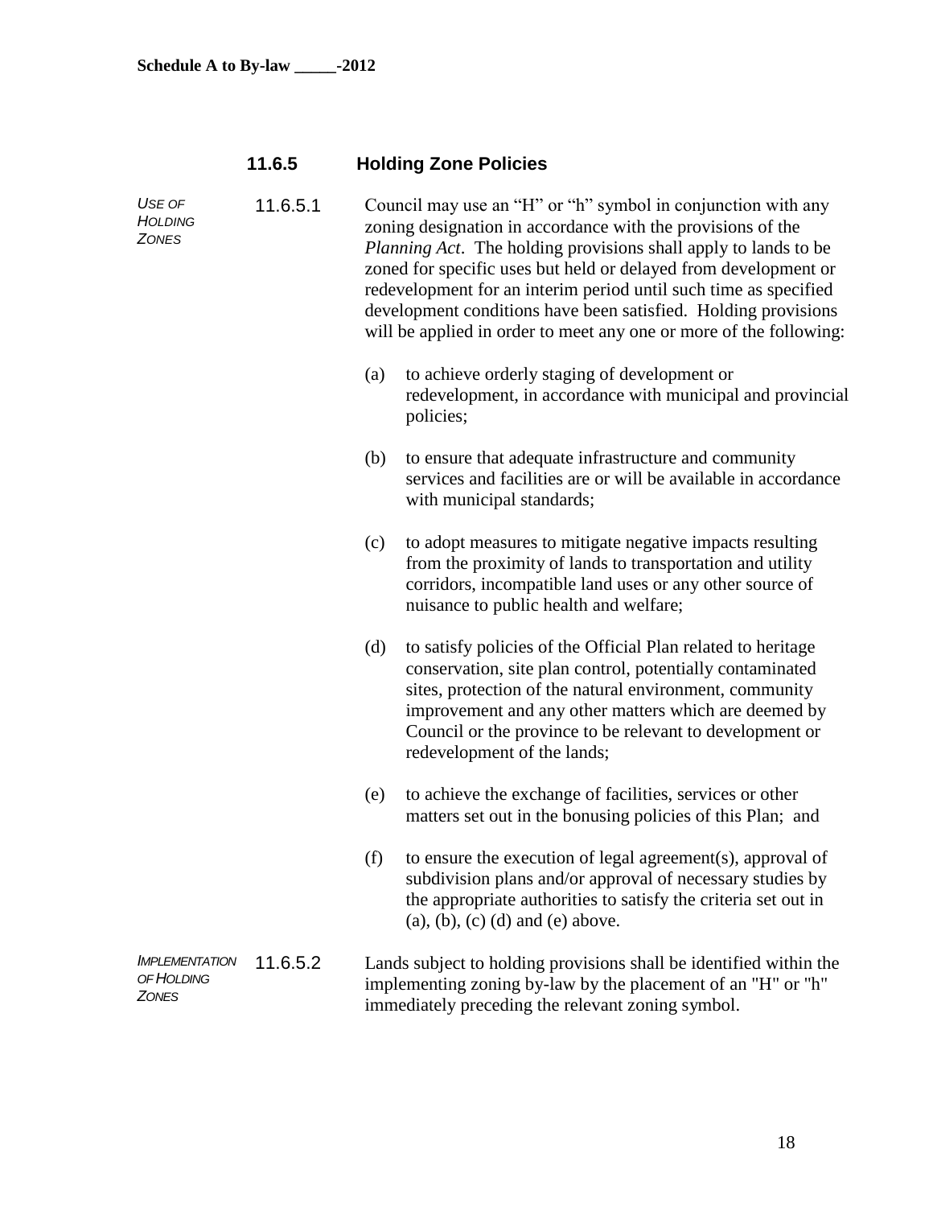### 11.6.5 Holding Zone Policies

*USE OF HOLDING ZONES*

11.6.5.1 Council may use an "H" or "h" symbol in conjunction with any zoning designation in accordance with the provisions of the *Planning Act*. The holding provisions shall apply to lands to be zoned for specific uses but held or delayed from development or redevelopment for an interim period until such time as specified development conditions have been satisfied. Holding provisions will be applied in order to meet any one or more of the following:

(a) to achieve orderly staging of development or redevelopment, in accordance with municipal and provincial policies;

(b) to ensure that adequate infrastructure and community services and facilities are or will be available in accordance with municipal standards;

(c) to adopt measures to mitigate negative impacts resulting from the proximity of lands to transportation and utility corridors, incompatible land uses or any other source of nuisance to public health and welfare;

(d) to satisfy policies of the Official Plan related to heritage conservation, site plan control, potentially contaminated sites, protection of the natural environment, community improvement and any other matters which are deemed by Council or the province to be relevant to development or redevelopment of the lands;

(e) to achieve the exchange of facilities, services or other matters set out in the bonusing policies of this Plan; and

(f) to ensure the execution of legal agreement(s), approval of subdivision plans and/or approval of necessary studies by the appropriate authorities to satisfy the criteria set out in (a), (b), (c) (d) and (e) above.

*IMPLEMENTATION OF HOLDING ZONES*

11.6.5.2 Lands subject to holding provisions shall be identified within the implementing zoning by-law by the placement of an "H" or "h" immediately preceding the relevant zoning symbol.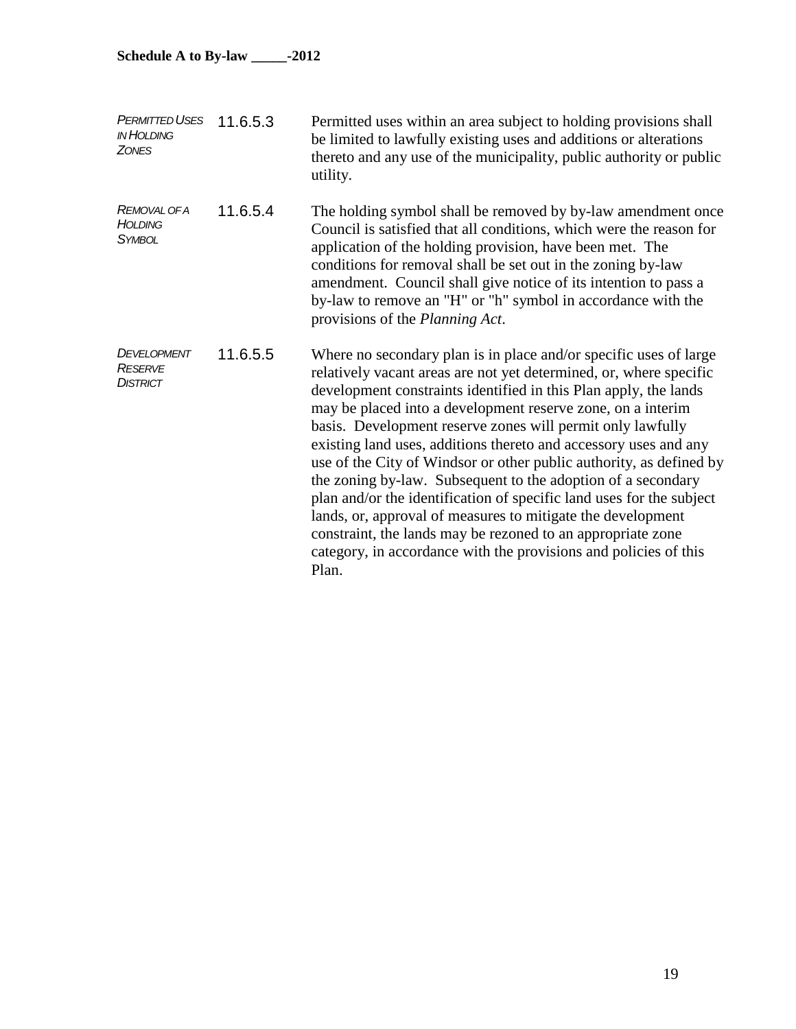*PERMITTED USES IN HOLDING ZONES* 11.6.5.3 Permitted uses within an area subject to holding provisions shall be limited to lawfully existing uses and additions or alterations thereto and any use of the municipality, public authority or public utility.

*REMOVAL OF A HOLDING SYMBOL* 11.6.5.4 The holding symbol shall be removed by by-law amendment once Council is satisfied that all conditions, which were the reason for application of the holding provision, have been met. The conditions for removal shall be set out in the zoning by-law amendment. Council shall give notice of its intention to pass a by-law to remove an "H" or "h" symbol in accordance with the provisions of the *Planning Act*.

*DEVELOPMENT RESERVE DISTRICT* 11.6.5.5 Where no secondary plan is in place and/or specific uses of large relatively vacant areas are not yet determined, or, where specific development constraints identified in this Plan apply, the lands may be placed into a development reserve zone, on a interim basis. Development reserve zones will permit only lawfully existing land uses, additions thereto and accessory uses and any use of the City of Windsor or other public authority, as defined by the zoning by-law. Subsequent to the adoption of a secondary plan and/or the identification of specific land uses for the subject lands, or, approval of measures to mitigate the development constraint, the lands may be rezoned to an appropriate zone category, in accordance with the provisions and policies of this Plan.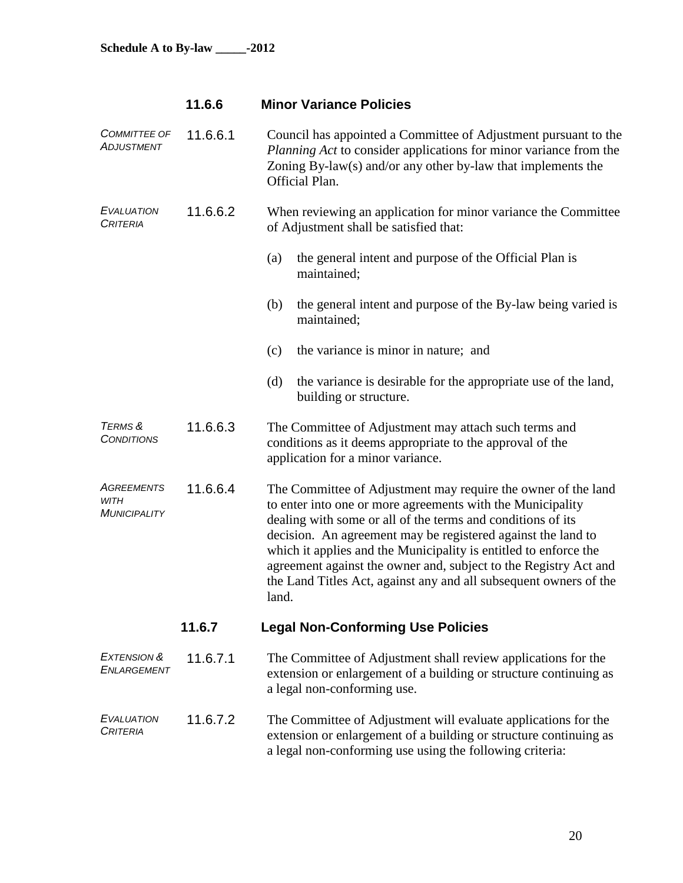### 11.6.6 Minor Variance Policies

*COMMITTEE OF ADJUSTMENT*

**11.6.6.1** Council has appointed a Committee of Adjustment pursuant to the *Planning Act* to consider applications for minor variance from the Zoning By-law(s) and/or any other by-law that implements the Official Plan.

*EVALUATION CRITERIA*

**11.6.6.2** When reviewing an application for minor variance the Committee of Adjustment shall be satisfied that:

(a) the general intent and purpose of the Official Plan is maintained;

(b) the general intent and purpose of the By-law being varied is maintained;

(c) the variance is minor in nature; and

(d) the variance is desirable for the appropriate use of the land, building or structure.

*TERMS & CONDITIONS*

**11.6.6.3** The Committee of Adjustment may attach such terms and conditions as it deems appropriate to the approval of the application for a minor variance.

*AGREEMENTS WITH MUNICIPALITY*

**11.6.6.4** The Committee of Adjustment may require the owner of the land to enter into one or more agreements with the Municipality dealing with some or all of the terms and conditions of its decision. An agreement may be registered against the land to which it applies and the Municipality is entitled to enforce the agreement against the owner and, subject to the Registry Act and the Land Titles Act, against any and all subsequent owners of the land.

### 11.6.7 Legal Non-Conforming Use Policies

*EXTENSION & ENLARGEMENT*

**11.6.7.1** The Committee of Adjustment shall review applications for the extension or enlargement of a building or structure continuing as a legal non-conforming use.

*EVALUATION CRITERIA*

**11.6.7.2** The Committee of Adjustment will evaluate applications for the extension or enlargement of a building or structure continuing as a legal non-conforming use using the following criteria: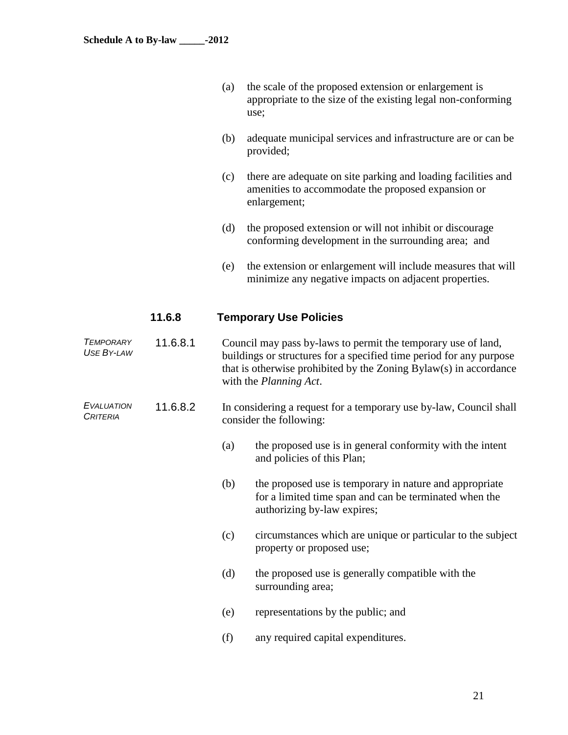(a) the scale of the proposed extension or enlargement is appropriate to the size of the existing legal non-conforming use;

(b) adequate municipal services and infrastructure are or can be provided;

(c) there are adequate on site parking and loading facilities and amenities to accommodate the proposed expansion or enlargement;

(d) the proposed extension or will not inhibit or discourage conforming development in the surrounding area; and

(e) the extension or enlargement will include measures that will minimize any negative impacts on adjacent properties.

### 11.6.8 Temporary Use Policies

*Temporary Use By-law*

11.6.8.1 Council may pass by-laws to permit the temporary use of land, buildings or structures for a specified time period for any purpose that is otherwise prohibited by the Zoning Bylaw(s) in accordance with the *Planning Act*.

*Evaluation Criteria*

11.6.8.2 In considering a request for a temporary use by-law, Council shall consider the following:

(a) the proposed use is in general conformity with the intent and policies of this Plan;

(b) the proposed use is temporary in nature and appropriate for a limited time span and can be terminated when the authorizing by-law expires;

(c) circumstances which are unique or particular to the subject property or proposed use;

(d) the proposed use is generally compatible with the surrounding area;

(e) representations by the public; and

(f) any required capital expenditures.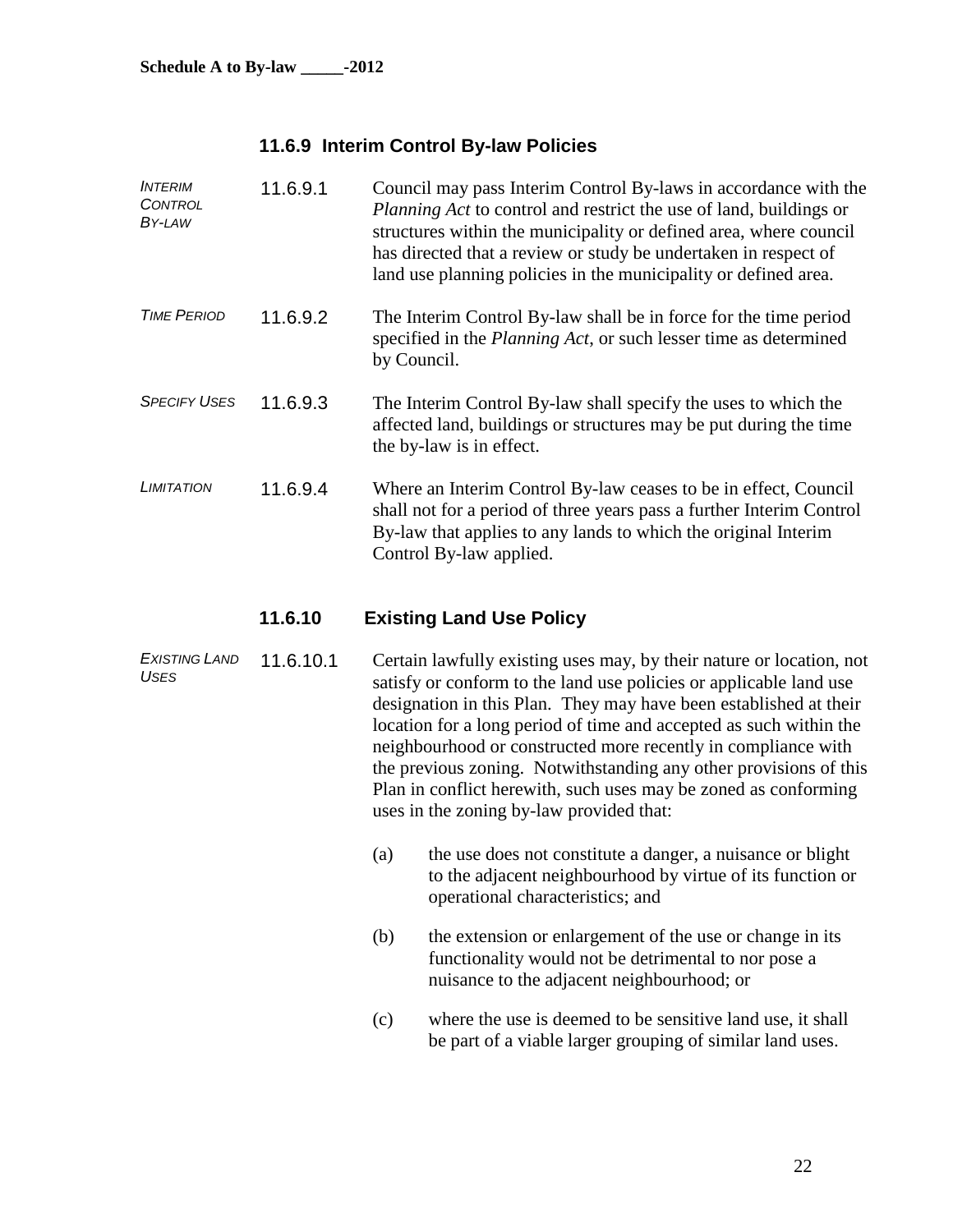### 11.6.9 Interim Control By-law Policies

*INTERIM CONTROL BY-LAW*

11.6.9.1 Council may pass Interim Control By-laws in accordance with the *Planning Act* to control and restrict the use of land, buildings or structures within the municipality or defined area, where council has directed that a review or study be undertaken in respect of land use planning policies in the municipality or defined area.

*TIME PERIOD*

11.6.9.2 The Interim Control By-law shall be in force for the time period specified in the *Planning Act*, or such lesser time as determined by Council.

*SPECIFY USES*

11.6.9.3 The Interim Control By-law shall specify the uses to which the affected land, buildings or structures may be put during the time the by-law is in effect.

*LIMITATION*

11.6.9.4 Where an Interim Control By-law ceases to be in effect, Council shall not for a period of three years pass a further Interim Control By-law that applies to any lands to which the original Interim Control By-law applied.

### 11.6.10 Existing Land Use Policy

*EXISTING LAND USES*

11.6.10.1 Certain lawfully existing uses may, by their nature or location, not satisfy or conform to the land use policies or applicable land use designation in this Plan. They may have been established at their location for a long period of time and accepted as such within the neighbourhood or constructed more recently in compliance with the previous zoning. Notwithstanding any other provisions of this Plan in conflict herewith, such uses may be zoned as conforming uses in the zoning by-law provided that:

(a) the use does not constitute a danger, a nuisance or blight to the adjacent neighbourhood by virtue of its function or operational characteristics; and

(b) the extension or enlargement of the use or change in its functionality would not be detrimental to nor pose a nuisance to the adjacent neighbourhood; or

(c) where the use is deemed to be sensitive land use, it shall be part of a viable larger grouping of similar land uses.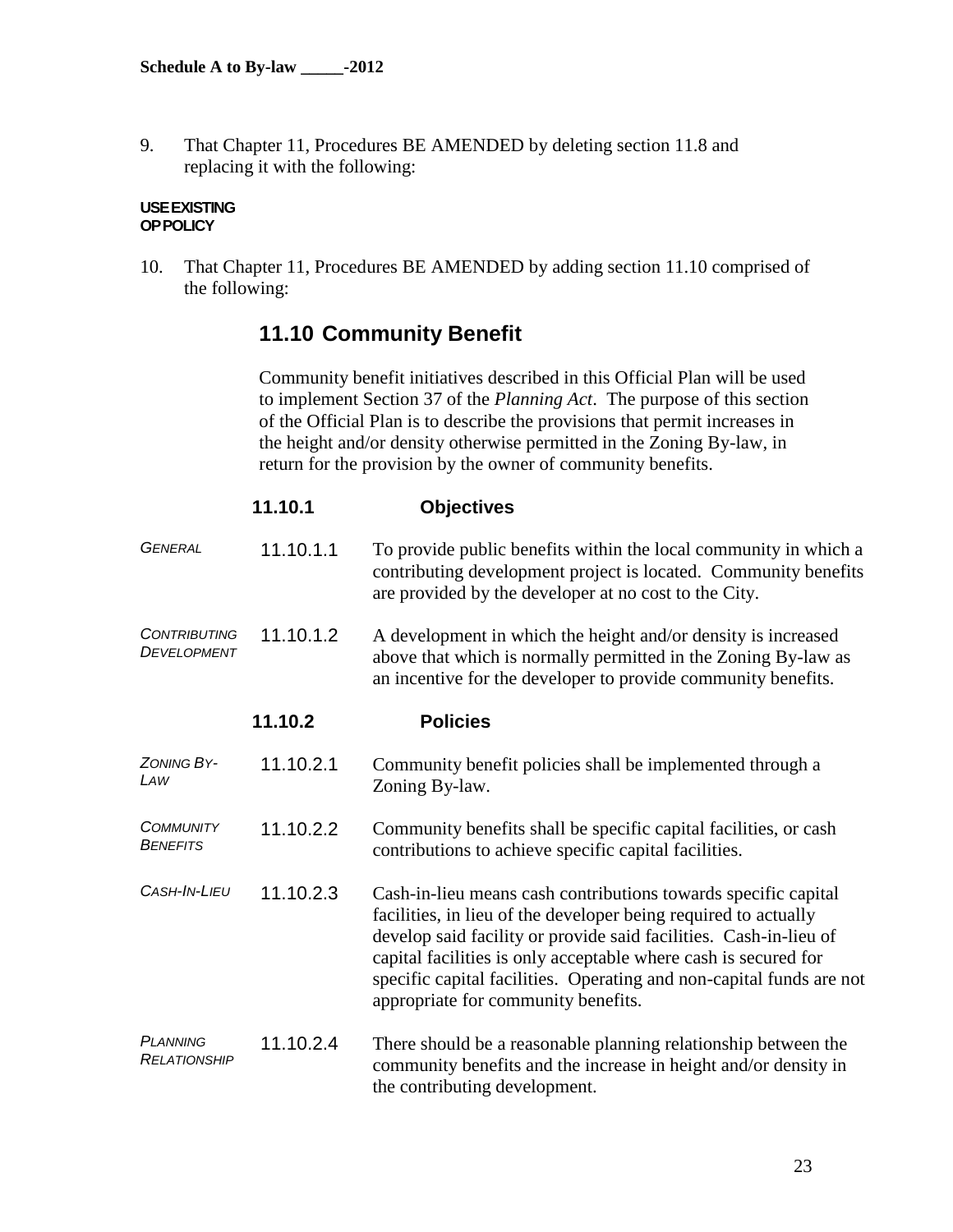**Schedule A to By-law _____-2012**

9. That Chapter 11, Procedures BE AMENDED by deleting section 11.8 and replacing it with the following:

**USE EXISTING OP POLICY**

10. That Chapter 11, Procedures BE AMENDED by adding section 11.10 comprised of the following:

## 11.10 Community Benefit

Community benefit initiatives described in this Official Plan will be used to implement Section 37 of the *Planning Act*. The purpose of this section of the Official Plan is to describe the provisions that permit increases in the height and/or density otherwise permitted in the Zoning By-law, in return for the provision by the owner of community benefits.

### 11.10.1 Objectives

*GENERAL*

11.10.1.1 To provide public benefits within the local community in which a contributing development project is located. Community benefits are provided by the developer at no cost to the City.

*CONTRIBUTING DEVELOPMENT*

11.10.1.2 A development in which the height and/or density is increased above that which is normally permitted in the Zoning By-law as an incentive for the developer to provide community benefits.

### 11.10.2 Policies

*ZONING BY-LAW*

11.10.2.1 Community benefit policies shall be implemented through a Zoning By-law.

*COMMUNITY BENEFITS*

11.10.2.2 Community benefits shall be specific capital facilities, or cash contributions to achieve specific capital facilities.

*CASH-IN-LIEU*

11.10.2.3 Cash-in-lieu means cash contributions towards specific capital facilities, in lieu of the developer being required to actually develop said facility or provide said facilities. Cash-in-lieu of capital facilities is only acceptable where cash is secured for specific capital facilities. Operating and non-capital funds are not appropriate for community benefits.

*PLANNING RELATIONSHIP*

11.10.2.4 There should be a reasonable planning relationship between the community benefits and the increase in height and/or density in the contributing development.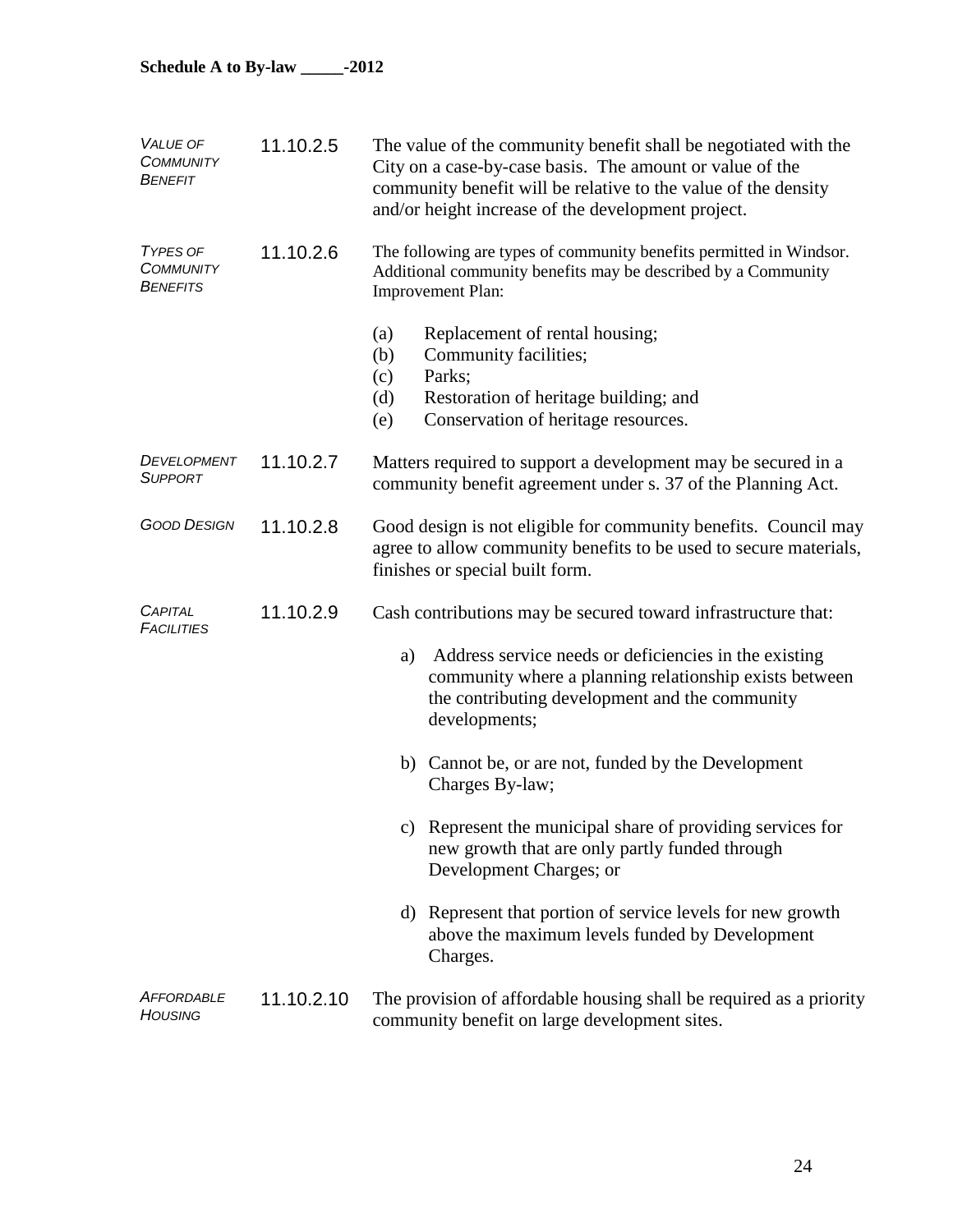**Schedule A to By-law _____-2012**

*VALUE OF COMMUNITY BENEFIT* **11.10.2.5** The value of the community benefit shall be negotiated with the City on a case-by-case basis. The amount or value of the community benefit will be relative to the value of the density and/or height increase of the development project.

*TYPES OF COMMUNITY BENEFITS* **11.10.2.6** The following are types of community benefits permitted in Windsor. Additional community benefits may be described by a Community Improvement Plan:

(a) Replacement of rental housing;
(b) Community facilities;
(c) Parks;
(d) Restoration of heritage building; and
(e) Conservation of heritage resources.

*DEVELOPMENT SUPPORT* **11.10.2.7** Matters required to support a development may be secured in a community benefit agreement under s. 37 of the Planning Act.

*GOOD DESIGN* **11.10.2.8** Good design is not eligible for community benefits. Council may agree to allow community benefits to be used to secure materials, finishes or special built form.

*CAPITAL FACILITIES* **11.10.2.9** Cash contributions may be secured toward infrastructure that:

a) Address service needs or deficiencies in the existing community where a planning relationship exists between the contributing development and the community developments;

b) Cannot be, or are not, funded by the Development Charges By-law;

c) Represent the municipal share of providing services for new growth that are only partly funded through Development Charges; or

d) Represent that portion of service levels for new growth above the maximum levels funded by Development Charges.

*AFFORDABLE HOUSING* **11.10.2.10** The provision of affordable housing shall be required as a priority community benefit on large development sites.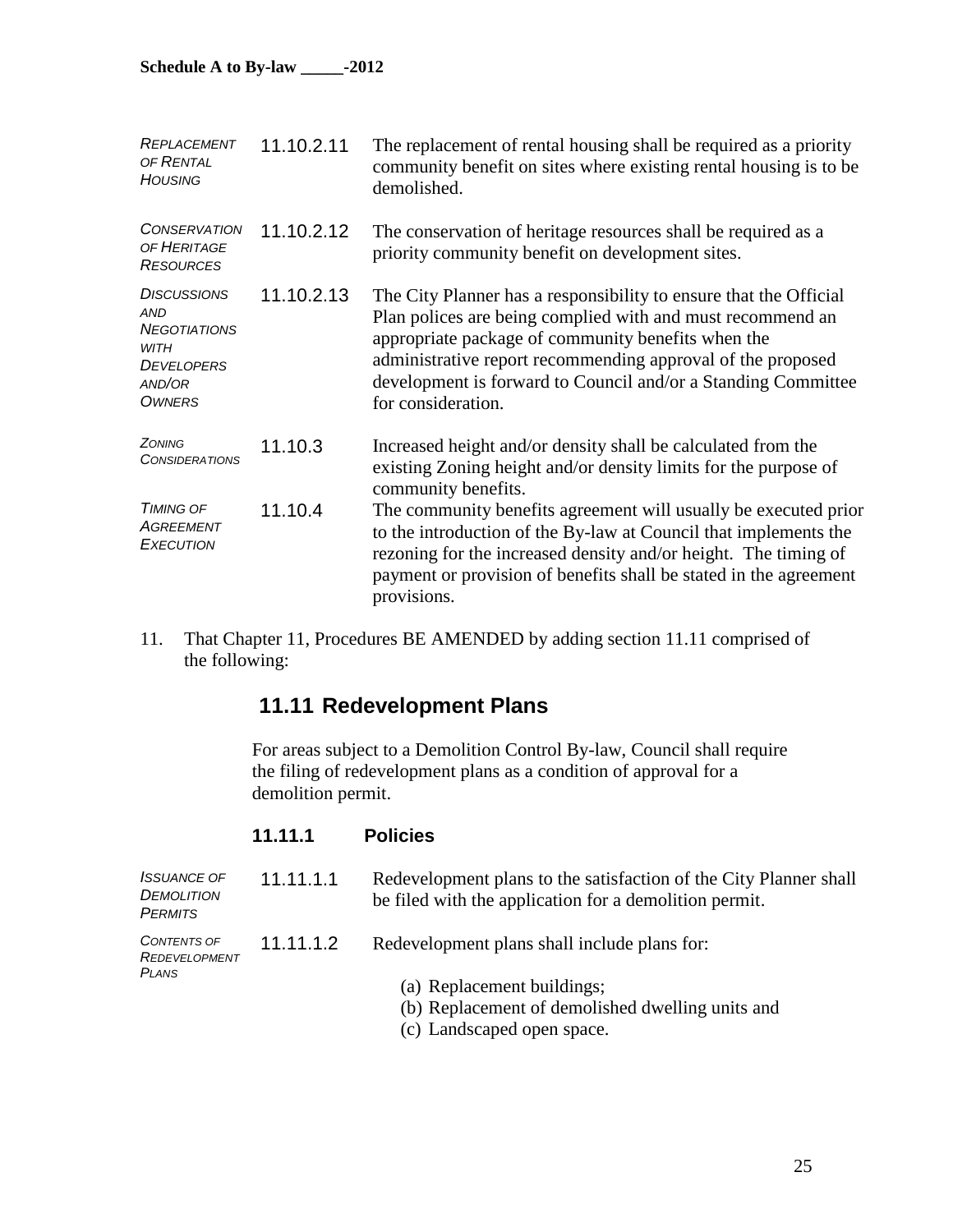*REPLACEMENT OF RENTAL HOUSING* 11.10.2.11 The replacement of rental housing shall be required as a priority community benefit on sites where existing rental housing is to be demolished.

*CONSERVATION OF HERITAGE RESOURCES* 11.10.2.12 The conservation of heritage resources shall be required as a priority community benefit on development sites.

*DISCUSSIONS AND NEGOTIATIONS WITH DEVELOPERS AND/OR OWNERS* 11.10.2.13 The City Planner has a responsibility to ensure that the Official Plan polices are being complied with and must recommend an appropriate package of community benefits when the administrative report recommending approval of the proposed development is forward to Council and/or a Standing Committee for consideration.

*ZONING CONSIDERATIONS* 11.10.3 Increased height and/or density shall be calculated from the existing Zoning height and/or density limits for the purpose of community benefits.

*TIMING OF AGREEMENT EXECUTION* 11.10.4 The community benefits agreement will usually be executed prior to the introduction of the By-law at Council that implements the rezoning for the increased density and/or height. The timing of payment or provision of benefits shall be stated in the agreement provisions.

11. That Chapter 11, Procedures BE AMENDED by adding section 11.11 comprised of the following:

## 11.11 Redevelopment Plans

For areas subject to a Demolition Control By-law, Council shall require the filing of redevelopment plans as a condition of approval for a demolition permit.

### 11.11.1 Policies

*ISSUANCE OF DEMOLITION PERMITS* 11.11.1.1 Redevelopment plans to the satisfaction of the City Planner shall be filed with the application for a demolition permit.

*CONTENTS OF REDEVELOPMENT PLANS* 11.11.1.2 Redevelopment plans shall include plans for:

(a) Replacement buildings;
(b) Replacement of demolished dwelling units and
(c) Landscaped open space.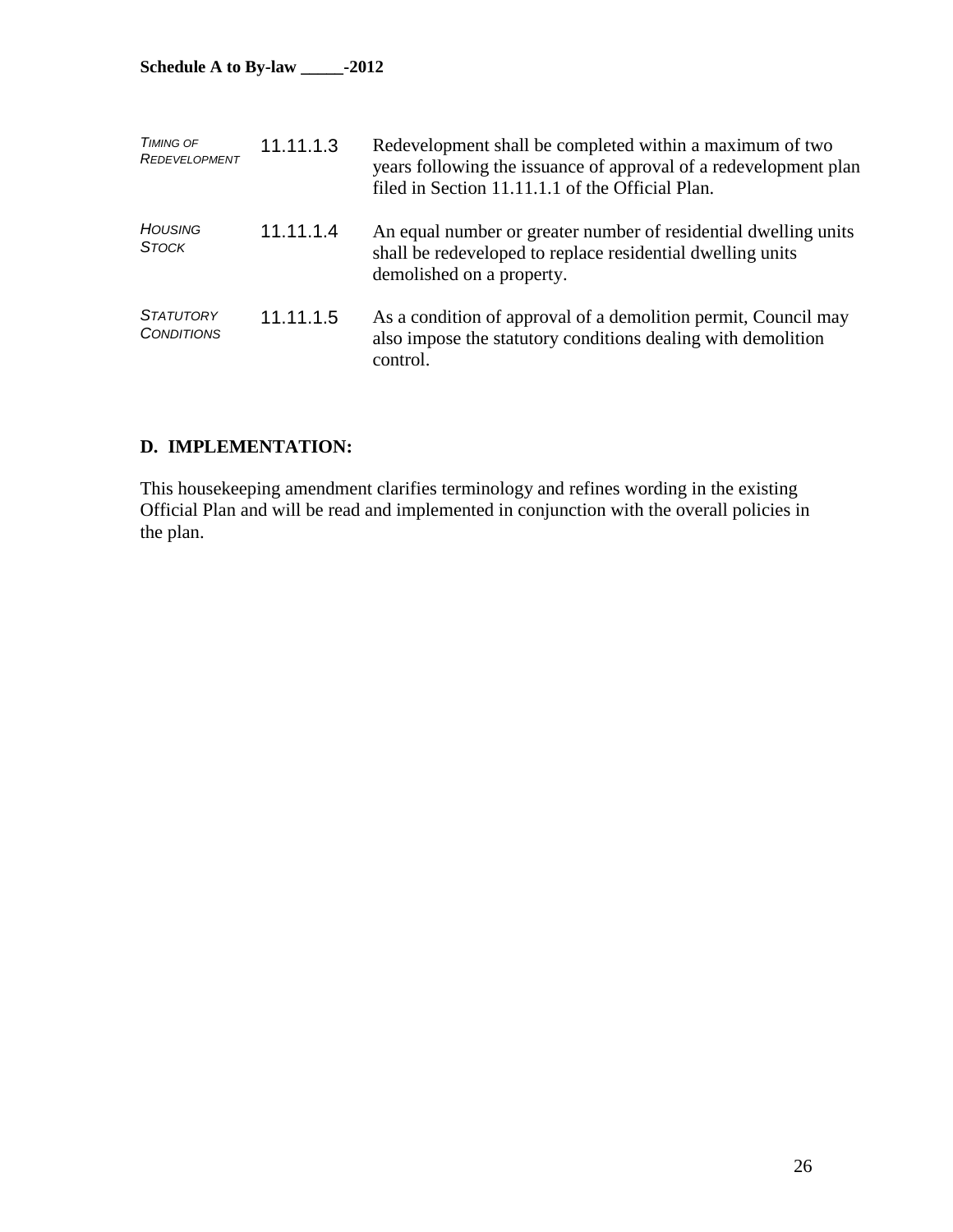| | | |
|---|---|---|
| *TIMING OF REDEVELOPMENT* | 11.11.1.3 | Redevelopment shall be completed within a maximum of two years following the issuance of approval of a redevelopment plan filed in Section 11.11.1.1 of the Official Plan. |
| *HOUSING STOCK* | 11.11.1.4 | An equal number or greater number of residential dwelling units shall be redeveloped to replace residential dwelling units demolished on a property. |
| *STATUTORY CONDITIONS* | 11.11.1.5 | As a condition of approval of a demolition permit, Council may also impose the statutory conditions dealing with demolition control. |

## D. IMPLEMENTATION:

This housekeeping amendment clarifies terminology and refines wording in the existing Official Plan and will be read and implemented in conjunction with the overall policies in the plan.